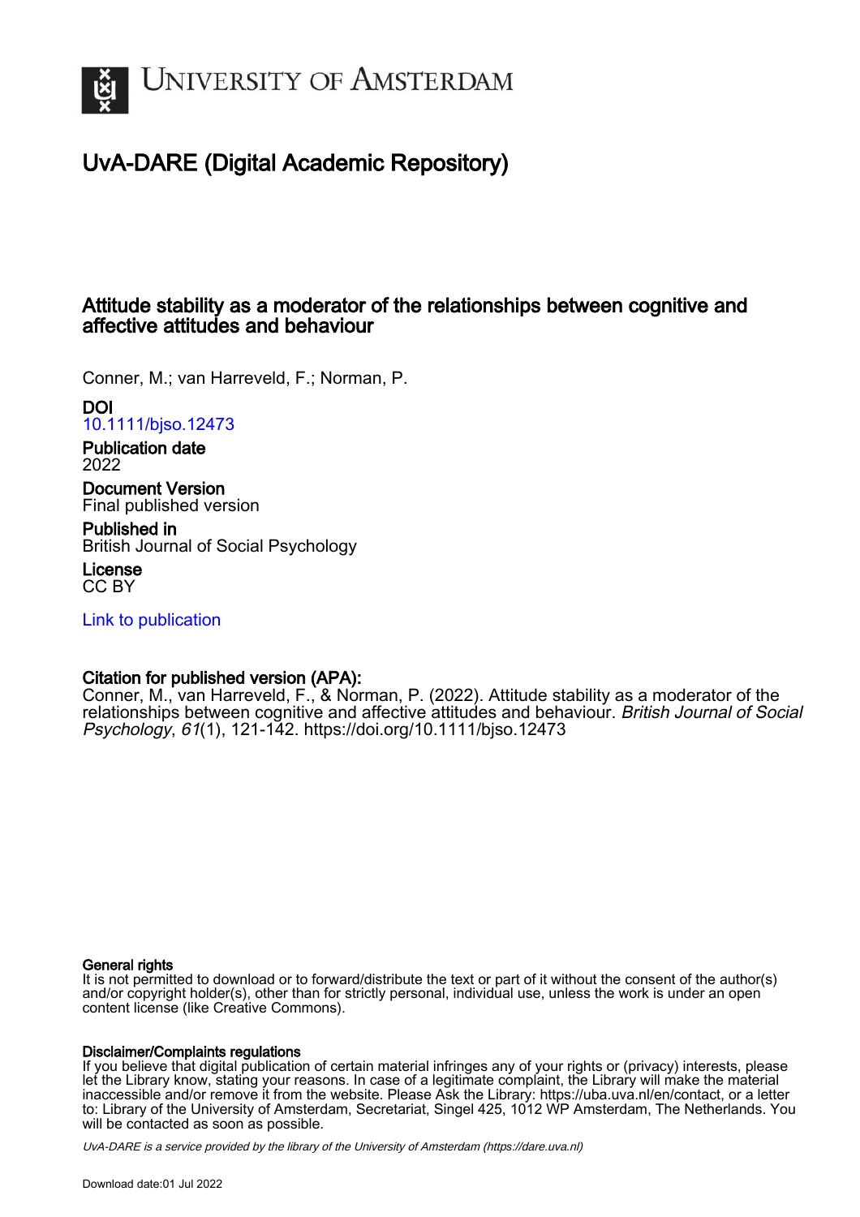University of Amsterdam

# UvA-DARE (Digital Academic Repository)

## Attitude stability as a moderator of the relationships between cognitive and affective attitudes and behaviour

Conner, M.; van Harreveld, F.; Norman, P.

**DOI**
10.1111/bjso.12473

**Publication date**
2022

**Document Version**
Final published version

**Published in**
British Journal of Social Psychology

**License**
CC BY

Link to publication

**Citation for published version (APA):**
Conner, M., van Harreveld, F., & Norman, P. (2022). Attitude stability as a moderator of the relationships between cognitive and affective attitudes and behaviour. *British Journal of Social Psychology*, *61*(1), 121-142. https://doi.org/10.1111/bjso.12473

**General rights**
It is not permitted to download or to forward/distribute the text or part of it without the consent of the author(s) and/or copyright holder(s), other than for strictly personal, individual use, unless the work is under an open content license (like Creative Commons).

**Disclaimer/Complaints regulations**
If you believe that digital publication of certain material infringes any of your rights or (privacy) interests, please let the Library know, stating your reasons. In case of a legitimate complaint, the Library will make the material inaccessible and/or remove it from the website. Please Ask the Library: https://uba.uva.nl/en/contact, or a letter to: Library of the University of Amsterdam, Secretariat, Singel 425, 1012 WP Amsterdam, The Netherlands. You will be contacted as soon as possible.

*UvA-DARE is a service provided by the library of the University of Amsterdam (https://dare.uva.nl)*

Download date:01 Jul 2022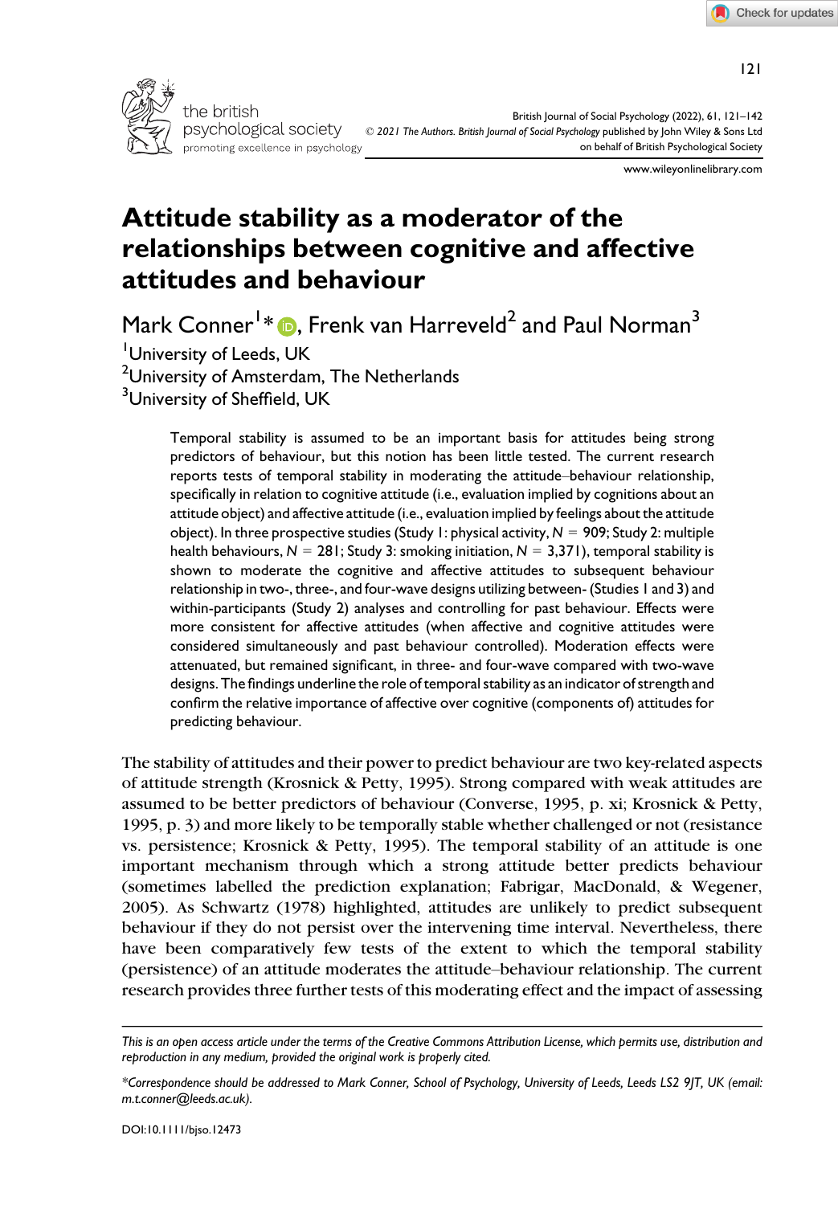# Attitude stability as a moderator of the relationships between cognitive and affective attitudes and behaviour

Mark Conner[1]*, Frenk van Harreveld[2] and Paul Norman[3]

[1]University of Leeds, UK

[2]University of Amsterdam, The Netherlands

[3]University of Sheffield, UK

> Temporal stability is assumed to be an important basis for attitudes being strong predictors of behaviour, but this notion has been little tested. The current research reports tests of temporal stability in moderating the attitude–behaviour relationship, specifically in relation to cognitive attitude (i.e., evaluation implied by cognitions about an attitude object) and affective attitude (i.e., evaluation implied by feelings about the attitude object). In three prospective studies (Study 1: physical activity, $N = 909$; Study 2: multiple health behaviours, $N = 281$; Study 3: smoking initiation, $N = 3{,}371$), temporal stability is shown to moderate the cognitive and affective attitudes to subsequent behaviour relationship in two-, three-, and four-wave designs utilizing between- (Studies 1 and 3) and within-participants (Study 2) analyses and controlling for past behaviour. Effects were more consistent for affective attitudes (when affective and cognitive attitudes were considered simultaneously and past behaviour controlled). Moderation effects were attenuated, but remained significant, in three- and four-wave compared with two-wave designs. The findings underline the role of temporal stability as an indicator of strength and confirm the relative importance of affective over cognitive (components of) attitudes for predicting behaviour.

The stability of attitudes and their power to predict behaviour are two key-related aspects of attitude strength (Krosnick & Petty, 1995). Strong compared with weak attitudes are assumed to be better predictors of behaviour (Converse, 1995, p. xi; Krosnick & Petty, 1995, p. 3) and more likely to be temporally stable whether challenged or not (resistance vs. persistence; Krosnick & Petty, 1995). The temporal stability of an attitude is one important mechanism through which a strong attitude better predicts behaviour (sometimes labelled the prediction explanation; Fabrigar, MacDonald, & Wegener, 2005). As Schwartz (1978) highlighted, attitudes are unlikely to predict subsequent behaviour if they do not persist over the intervening time interval. Nevertheless, there have been comparatively few tests of the extent to which the temporal stability (persistence) of an attitude moderates the attitude–behaviour relationship. The current research provides three further tests of this moderating effect and the impact of assessing

*This is an open access article under the terms of the Creative Commons Attribution License, which permits use, distribution and reproduction in any medium, provided the original work is properly cited.*

*\*Correspondence should be addressed to Mark Conner, School of Psychology, University of Leeds, Leeds LS2 9JT, UK (email: m.t.conner@leeds.ac.uk).*

DOI:10.1111/bjso.12473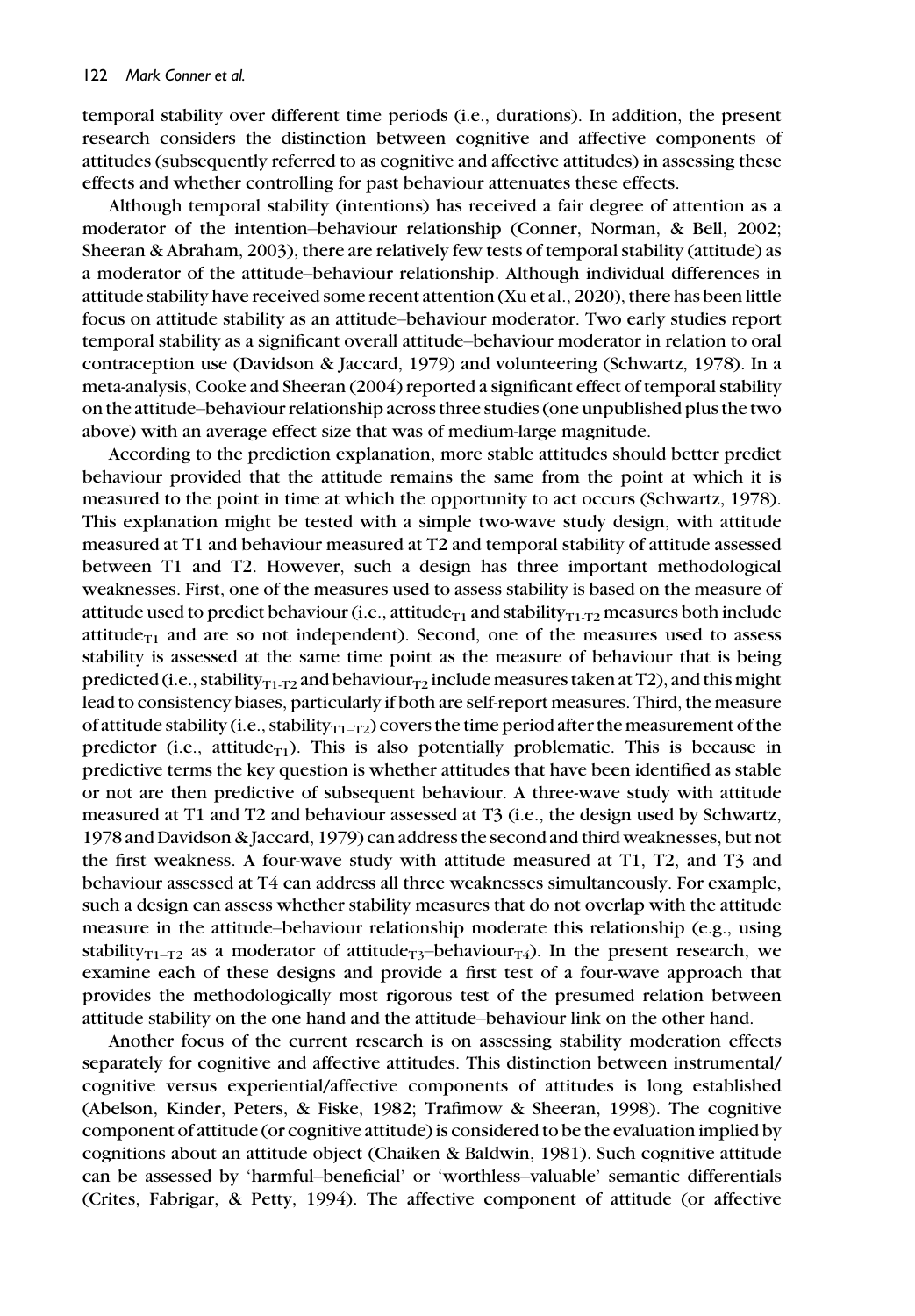temporal stability over different time periods (i.e., durations). In addition, the present research considers the distinction between cognitive and affective components of attitudes (subsequently referred to as cognitive and affective attitudes) in assessing these effects and whether controlling for past behaviour attenuates these effects.

Although temporal stability (intentions) has received a fair degree of attention as a moderator of the intention–behaviour relationship (Conner, Norman, & Bell, 2002; Sheeran & Abraham, 2003), there are relatively few tests of temporal stability (attitude) as a moderator of the attitude–behaviour relationship. Although individual differences in attitude stability have received some recent attention (Xu et al., 2020), there has been little focus on attitude stability as an attitude–behaviour moderator. Two early studies report temporal stability as a significant overall attitude–behaviour moderator in relation to oral contraception use (Davidson & Jaccard, 1979) and volunteering (Schwartz, 1978). In a meta-analysis, Cooke and Sheeran (2004) reported a significant effect of temporal stability on the attitude–behaviour relationship across three studies (one unpublished plus the two above) with an average effect size that was of medium-large magnitude.

According to the prediction explanation, more stable attitudes should better predict behaviour provided that the attitude remains the same from the point at which it is measured to the point in time at which the opportunity to act occurs (Schwartz, 1978). This explanation might be tested with a simple two-wave study design, with attitude measured at T1 and behaviour measured at T2 and temporal stability of attitude assessed between T1 and T2. However, such a design has three important methodological weaknesses. First, one of the measures used to assess stability is based on the measure of attitude used to predict behaviour (i.e., $\text{attitude}_{T1}$ and $\text{stability}_{T1\text{-}T2}$ measures both include $\text{attitude}_{T1}$ and are so not independent). Second, one of the measures used to assess stability is assessed at the same time point as the measure of behaviour that is being predicted (i.e., $\text{stability}_{T1\text{-}T2}$ and $\text{behaviour}_{T2}$ include measures taken at T2), and this might lead to consistency biases, particularly if both are self-report measures. Third, the measure of attitude stability (i.e., $\text{stability}_{T1-T2}$) covers the time period after the measurement of the predictor (i.e., $\text{attitude}_{T1}$). This is also potentially problematic. This is because in predictive terms the key question is whether attitudes that have been identified as stable or not are then predictive of subsequent behaviour. A three-wave study with attitude measured at T1 and T2 and behaviour assessed at T3 (i.e., the design used by Schwartz, 1978 and Davidson & Jaccard, 1979) can address the second and third weaknesses, but not the first weakness. A four-wave study with attitude measured at T1, T2, and T3 and behaviour assessed at T4 can address all three weaknesses simultaneously. For example, such a design can assess whether stability measures that do not overlap with the attitude measure in the attitude–behaviour relationship moderate this relationship (e.g., using $\text{stability}_{T1-T2}$ as a moderator of $\text{attitude}_{T3}$–$\text{behaviour}_{T4}$). In the present research, we examine each of these designs and provide a first test of a four-wave approach that provides the methodologically most rigorous test of the presumed relation between attitude stability on the one hand and the attitude–behaviour link on the other hand.

Another focus of the current research is on assessing stability moderation effects separately for cognitive and affective attitudes. This distinction between instrumental/cognitive versus experiential/affective components of attitudes is long established (Abelson, Kinder, Peters, & Fiske, 1982; Trafimow & Sheeran, 1998). The cognitive component of attitude (or cognitive attitude) is considered to be the evaluation implied by cognitions about an attitude object (Chaiken & Baldwin, 1981). Such cognitive attitude can be assessed by 'harmful–beneficial' or 'worthless–valuable' semantic differentials (Crites, Fabrigar, & Petty, 1994). The affective component of attitude (or affective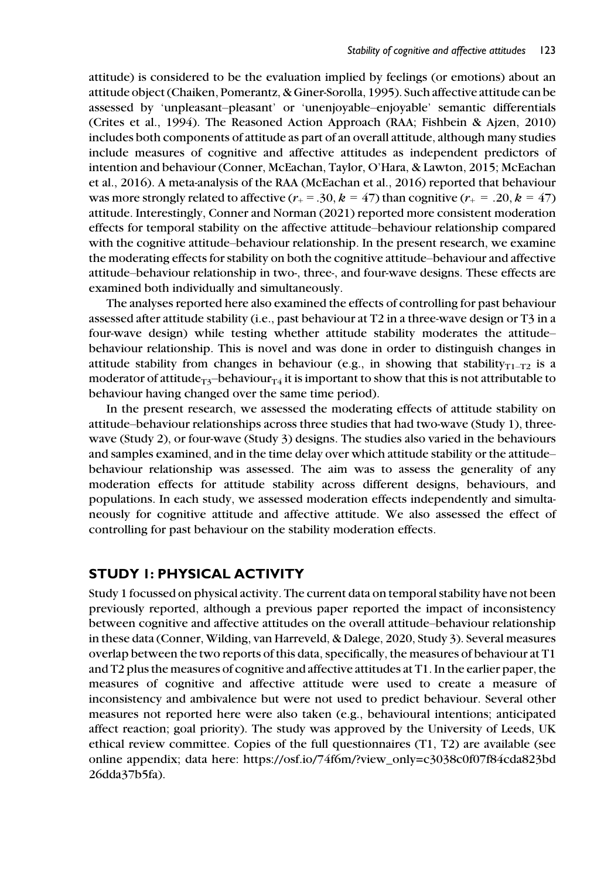attitude) is considered to be the evaluation implied by feelings (or emotions) about an attitude object (Chaiken, Pomerantz, & Giner-Sorolla, 1995). Such affective attitude can be assessed by 'unpleasant–pleasant' or 'unenjoyable–enjoyable' semantic differentials (Crites et al., 1994). The Reasoned Action Approach (RAA; Fishbein & Ajzen, 2010) includes both components of attitude as part of an overall attitude, although many studies include measures of cognitive and affective attitudes as independent predictors of intention and behaviour (Conner, McEachan, Taylor, O'Hara, & Lawton, 2015; McEachan et al., 2016). A meta-analysis of the RAA (McEachan et al., 2016) reported that behaviour was more strongly related to affective ($r_+ = .30$, $k = 47$) than cognitive ($r_+ = .20$, $k = 47$) attitude. Interestingly, Conner and Norman (2021) reported more consistent moderation effects for temporal stability on the affective attitude–behaviour relationship compared with the cognitive attitude–behaviour relationship. In the present research, we examine the moderating effects for stability on both the cognitive attitude–behaviour and affective attitude–behaviour relationship in two-, three-, and four-wave designs. These effects are examined both individually and simultaneously.

The analyses reported here also examined the effects of controlling for past behaviour assessed after attitude stability (i.e., past behaviour at T2 in a three-wave design or T3 in a four-wave design) while testing whether attitude stability moderates the attitude–behaviour relationship. This is novel and was done in order to distinguish changes in attitude stability from changes in behaviour (e.g., in showing that $\text{stability}_{T1-T2}$ is a moderator of $\text{attitude}_{T3}$–$\text{behaviour}_{T4}$ it is important to show that this is not attributable to behaviour having changed over the same time period).

In the present research, we assessed the moderating effects of attitude stability on attitude–behaviour relationships across three studies that had two-wave (Study 1), three-wave (Study 2), or four-wave (Study 3) designs. The studies also varied in the behaviours and samples examined, and in the time delay over which attitude stability or the attitude–behaviour relationship was assessed. The aim was to assess the generality of any moderation effects for attitude stability across different designs, behaviours, and populations. In each study, we assessed moderation effects independently and simultaneously for cognitive attitude and affective attitude. We also assessed the effect of controlling for past behaviour on the stability moderation effects.

## STUDY 1: PHYSICAL ACTIVITY

Study 1 focussed on physical activity. The current data on temporal stability have not been previously reported, although a previous paper reported the impact of inconsistency between cognitive and affective attitudes on the overall attitude–behaviour relationship in these data (Conner, Wilding, van Harreveld, & Dalege, 2020, Study 3). Several measures overlap between the two reports of this data, specifically, the measures of behaviour at T1 and T2 plus the measures of cognitive and affective attitudes at T1. In the earlier paper, the measures of cognitive and affective attitude were used to create a measure of inconsistency and ambivalence but were not used to predict behaviour. Several other measures not reported here were also taken (e.g., behavioural intentions; anticipated affect reaction; goal priority). The study was approved by the University of Leeds, UK ethical review committee. Copies of the full questionnaires (T1, T2) are available (see online appendix; data here: https://osf.io/74f6m/?view_only=c3038c0f07f84cda823bd26dda37b5fa).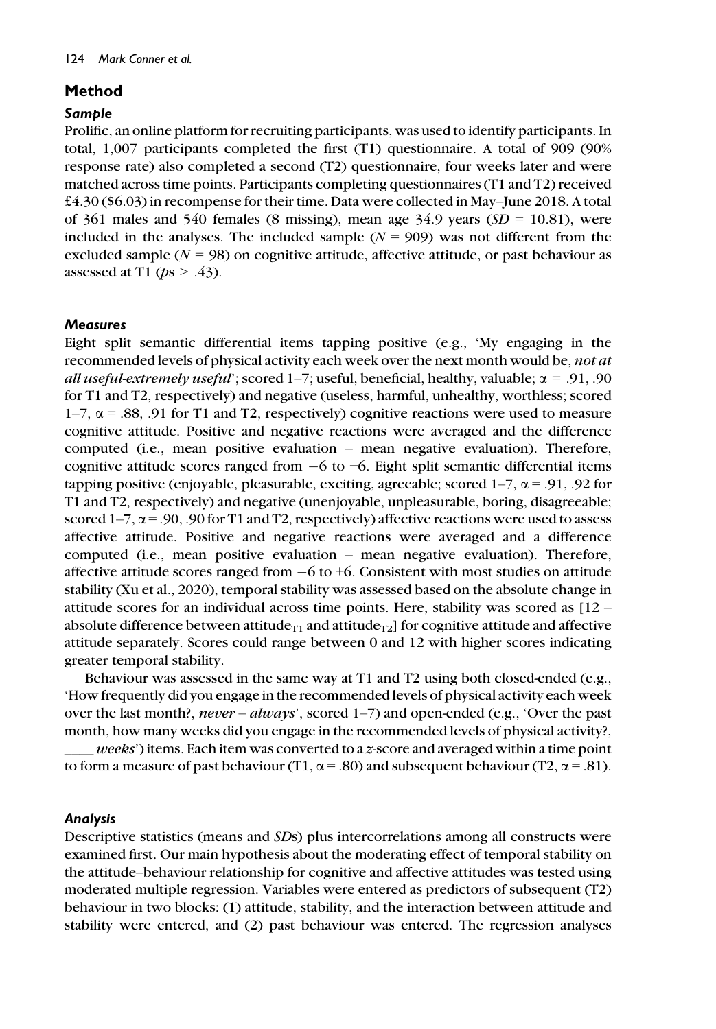## Method

### Sample

Prolific, an online platform for recruiting participants, was used to identify participants. In total, 1,007 participants completed the first (T1) questionnaire. A total of 909 (90% response rate) also completed a second (T2) questionnaire, four weeks later and were matched across time points. Participants completing questionnaires (T1 and T2) received £4.30 ($6.03) in recompense for their time. Data were collected in May–June 2018. A total of 361 males and 540 females (8 missing), mean age 34.9 years ($SD$ = 10.81), were included in the analyses. The included sample ($N$ = 909) was not different from the excluded sample ($N$ = 98) on cognitive attitude, affective attitude, or past behaviour as assessed at T1 ($p$s > .43).

### Measures

Eight split semantic differential items tapping positive (e.g., 'My engaging in the recommended levels of physical activity each week over the next month would be, *not at all useful-extremely useful*'; scored 1–7; useful, beneficial, healthy, valuable; $\alpha$ = .91, .90 for T1 and T2, respectively) and negative (useless, harmful, unhealthy, worthless; scored 1–7, $\alpha$ = .88, .91 for T1 and T2, respectively) cognitive reactions were used to measure cognitive attitude. Positive and negative reactions were averaged and the difference computed (i.e., mean positive evaluation – mean negative evaluation). Therefore, cognitive attitude scores ranged from −6 to +6. Eight split semantic differential items tapping positive (enjoyable, pleasurable, exciting, agreeable; scored 1–7, $\alpha$ = .91, .92 for T1 and T2, respectively) and negative (unenjoyable, unpleasurable, boring, disagreeable; scored 1–7, $\alpha$ = .90, .90 for T1 and T2, respectively) affective reactions were used to assess affective attitude. Positive and negative reactions were averaged and a difference computed (i.e., mean positive evaluation – mean negative evaluation). Therefore, affective attitude scores ranged from −6 to +6. Consistent with most studies on attitude stability (Xu et al., 2020), temporal stability was assessed based on the absolute change in attitude scores for an individual across time points. Here, stability was scored as [12 – absolute difference between $\text{attitude}_{T1}$ and $\text{attitude}_{T2}$] for cognitive attitude and affective attitude separately. Scores could range between 0 and 12 with higher scores indicating greater temporal stability.

Behaviour was assessed in the same way at T1 and T2 using both closed-ended (e.g., 'How frequently did you engage in the recommended levels of physical activity each week over the last month?, *never – always*', scored 1–7) and open-ended (e.g., 'Over the past month, how many weeks did you engage in the recommended levels of physical activity?, ____ *weeks*') items. Each item was converted to a $z$-score and averaged within a time point to form a measure of past behaviour (T1, $\alpha$ = .80) and subsequent behaviour (T2, $\alpha$ = .81).

### Analysis

Descriptive statistics (means and $SD$s) plus intercorrelations among all constructs were examined first. Our main hypothesis about the moderating effect of temporal stability on the attitude–behaviour relationship for cognitive and affective attitudes was tested using moderated multiple regression. Variables were entered as predictors of subsequent (T2) behaviour in two blocks: (1) attitude, stability, and the interaction between attitude and stability were entered, and (2) past behaviour was entered. The regression analyses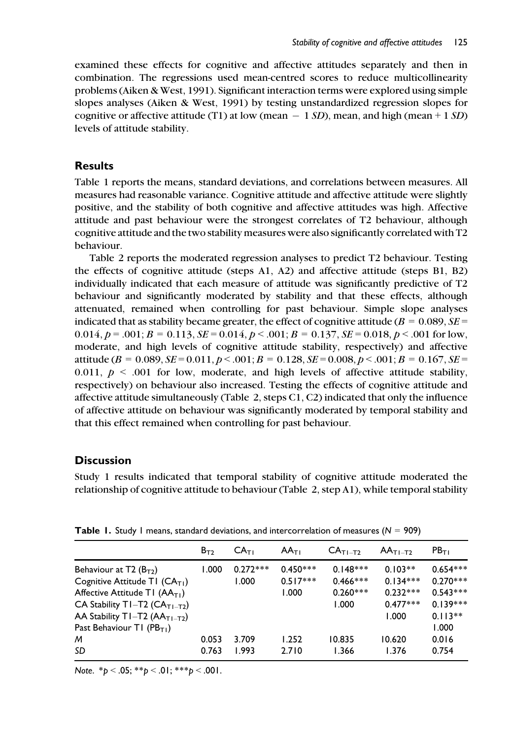examined these effects for cognitive and affective attitudes separately and then in combination. The regressions used mean-centred scores to reduce multicollinearity problems (Aiken & West, 1991). Significant interaction terms were explored using simple slopes analyses (Aiken & West, 1991) by testing unstandardized regression slopes for cognitive or affective attitude (T1) at low (mean − 1 *SD*), mean, and high (mean + 1 *SD*) levels of attitude stability.

## Results

Table 1 reports the means, standard deviations, and correlations between measures. All measures had reasonable variance. Cognitive attitude and affective attitude were slightly positive, and the stability of both cognitive and affective attitudes was high. Affective attitude and past behaviour were the strongest correlates of T2 behaviour, although cognitive attitude and the two stability measures were also significantly correlated with T2 behaviour.

Table 2 reports the moderated regression analyses to predict T2 behaviour. Testing the effects of cognitive attitude (steps A1, A2) and affective attitude (steps B1, B2) individually indicated that each measure of attitude was significantly predictive of T2 behaviour and significantly moderated by stability and that these effects, although attenuated, remained when controlling for past behaviour. Simple slope analyses indicated that as stability became greater, the effect of cognitive attitude ($B = 0.089$, $SE = 0.014$, $p = .001$; $B = 0.113$, $SE = 0.014$, $p < .001$; $B = 0.137$, $SE = 0.018$, $p < .001$ for low, moderate, and high levels of cognitive attitude stability, respectively) and affective attitude ($B = 0.089$, $SE = 0.011$, $p < .001$; $B = 0.128$, $SE = 0.008$, $p < .001$; $B = 0.167$, $SE = 0.011$, $p < .001$ for low, moderate, and high levels of affective attitude stability, respectively) on behaviour also increased. Testing the effects of cognitive attitude and affective attitude simultaneously (Table 2, steps C1, C2) indicated that only the influence of affective attitude on behaviour was significantly moderated by temporal stability and that this effect remained when controlling for past behaviour.

## Discussion

Study 1 results indicated that temporal stability of cognitive attitude moderated the relationship of cognitive attitude to behaviour (Table 2, step A1), while temporal stability

**Table 1.** Study 1 means, standard deviations, and intercorrelation of measures ($N = 909$)

| | $B_{T2}$ | $CA_{T1}$ | $AA_{T1}$ | $CA_{T1-T2}$ | $AA_{T1-T2}$ | $PB_{T1}$ |
|---|---|---|---|---|---|---|
| Behaviour at T2 ($B_{T2}$) | 1.000 | 0.272*** | 0.450*** | 0.148*** | 0.103** | 0.654*** |
| Cognitive Attitude T1 ($CA_{T1}$) | | 1.000 | 0.517*** | 0.466*** | 0.134*** | 0.270*** |
| Affective Attitude T1 ($AA_{T1}$) | | | 1.000 | 0.260*** | 0.232*** | 0.543*** |
| CA Stability T1–T2 ($CA_{T1-T2}$) | | | | 1.000 | 0.477*** | 0.139*** |
| AA Stability T1–T2 ($AA_{T1-T2}$) | | | | | 1.000 | 0.113** |
| Past Behaviour T1 ($PB_{T1}$) | | | | | | 1.000 |
| *M* | 0.053 | 3.709 | 1.252 | 10.835 | 10.620 | 0.016 |
| *SD* | 0.763 | 1.993 | 2.710 | 1.366 | 1.376 | 0.754 |

*Note*. \*$p < .05$; \*\*$p < .01$; \*\*\*$p < .001$.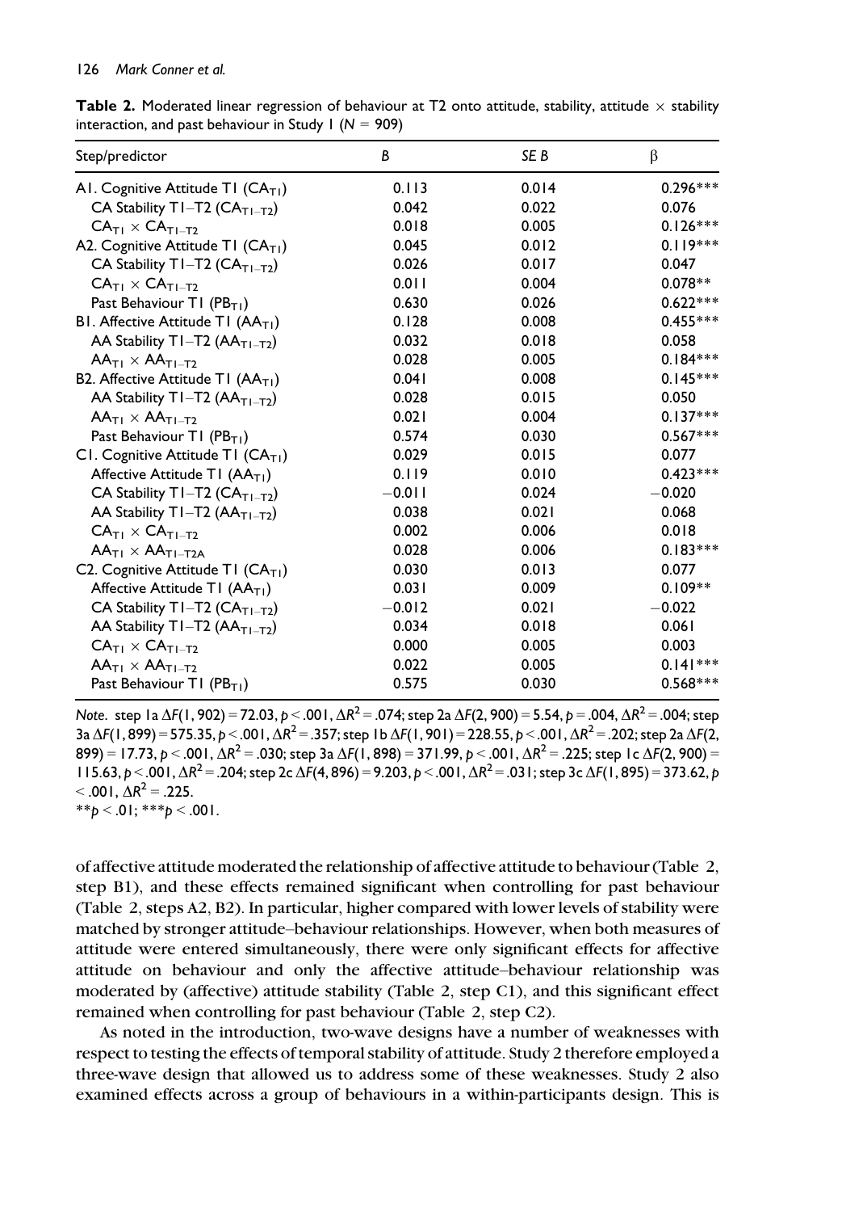**Table 2.** Moderated linear regression of behaviour at T2 onto attitude, stability, attitude × stability interaction, and past behaviour in Study 1 ($N = 909$)

| Step/predictor | $B$ | $SE\ B$ | $\beta$ |
|---|---|---|---|
| A1. Cognitive Attitude T1 ($CA_{T1}$) | 0.113 | 0.014 | 0.296*** |
| CA Stability T1–T2 ($CA_{T1-T2}$) | 0.042 | 0.022 | 0.076 |
| $CA_{T1} \times CA_{T1-T2}$ | 0.018 | 0.005 | 0.126*** |
| A2. Cognitive Attitude T1 ($CA_{T1}$) | 0.045 | 0.012 | 0.119*** |
| CA Stability T1–T2 ($CA_{T1-T2}$) | 0.026 | 0.017 | 0.047 |
| $CA_{T1} \times CA_{T1-T2}$ | 0.011 | 0.004 | 0.078** |
| Past Behaviour T1 ($PB_{T1}$) | 0.630 | 0.026 | 0.622*** |
| B1. Affective Attitude T1 ($AA_{T1}$) | 0.128 | 0.008 | 0.455*** |
| AA Stability T1–T2 ($AA_{T1-T2}$) | 0.032 | 0.018 | 0.058 |
| $AA_{T1} \times AA_{T1-T2}$ | 0.028 | 0.005 | 0.184*** |
| B2. Affective Attitude T1 ($AA_{T1}$) | 0.041 | 0.008 | 0.145*** |
| AA Stability T1–T2 ($AA_{T1-T2}$) | 0.028 | 0.015 | 0.050 |
| $AA_{T1} \times AA_{T1-T2}$ | 0.021 | 0.004 | 0.137*** |
| Past Behaviour T1 ($PB_{T1}$) | 0.574 | 0.030 | 0.567*** |
| C1. Cognitive Attitude T1 ($CA_{T1}$) | 0.029 | 0.015 | 0.077 |
| Affective Attitude T1 ($AA_{T1}$) | 0.119 | 0.010 | 0.423*** |
| CA Stability T1–T2 ($CA_{T1-T2}$) | −0.011 | 0.024 | −0.020 |
| AA Stability T1–T2 ($AA_{T1-T2}$) | 0.038 | 0.021 | 0.068 |
| $CA_{T1} \times CA_{T1-T2}$ | 0.002 | 0.006 | 0.018 |
| $AA_{T1} \times AA_{T1-T2A}$ | 0.028 | 0.006 | 0.183*** |
| C2. Cognitive Attitude T1 ($CA_{T1}$) | 0.030 | 0.013 | 0.077 |
| Affective Attitude T1 ($AA_{T1}$) | 0.031 | 0.009 | 0.109** |
| CA Stability T1–T2 ($CA_{T1-T2}$) | −0.012 | 0.021 | −0.022 |
| AA Stability T1–T2 ($AA_{T1-T2}$) | 0.034 | 0.018 | 0.061 |
| $CA_{T1} \times CA_{T1-T2}$ | 0.000 | 0.005 | 0.003 |
| $AA_{T1} \times AA_{T1-T2}$ | 0.022 | 0.005 | 0.141*** |
| Past Behaviour T1 ($PB_{T1}$) | 0.575 | 0.030 | 0.568*** |

*Note*. step 1a $\Delta F(1, 902) = 72.03$, $p < .001$, $\Delta R^2 = .074$; step 2a $\Delta F(2, 900) = 5.54$, $p = .004$, $\Delta R^2 = .004$; step 3a $\Delta F(1, 899) = 575.35$, $p < .001$, $\Delta R^2 = .357$; step 1b $\Delta F(1, 901) = 228.55$, $p < .001$, $\Delta R^2 = .202$; step 2a $\Delta F(2, 899) = 17.73$, $p < .001$, $\Delta R^2 = .030$; step 3a $\Delta F(1, 898) = 371.99$, $p < .001$, $\Delta R^2 = .225$; step 1c $\Delta F(2, 900) = 115.63$, $p < .001$, $\Delta R^2 = .204$; step 2c $\Delta F(4, 896) = 9.203$, $p < .001$, $\Delta R^2 = .031$; step 3c $\Delta F(1, 895) = 373.62$, $p < .001$, $\Delta R^2 = .225$.

$^{**}p < .01$; $^{***}p < .001$.

of affective attitude moderated the relationship of affective attitude to behaviour (Table 2, step B1), and these effects remained significant when controlling for past behaviour (Table 2, steps A2, B2). In particular, higher compared with lower levels of stability were matched by stronger attitude–behaviour relationships. However, when both measures of attitude were entered simultaneously, there were only significant effects for affective attitude on behaviour and only the affective attitude–behaviour relationship was moderated by (affective) attitude stability (Table 2, step C1), and this significant effect remained when controlling for past behaviour (Table 2, step C2).

As noted in the introduction, two-wave designs have a number of weaknesses with respect to testing the effects of temporal stability of attitude. Study 2 therefore employed a three-wave design that allowed us to address some of these weaknesses. Study 2 also examined effects across a group of behaviours in a within-participants design. This is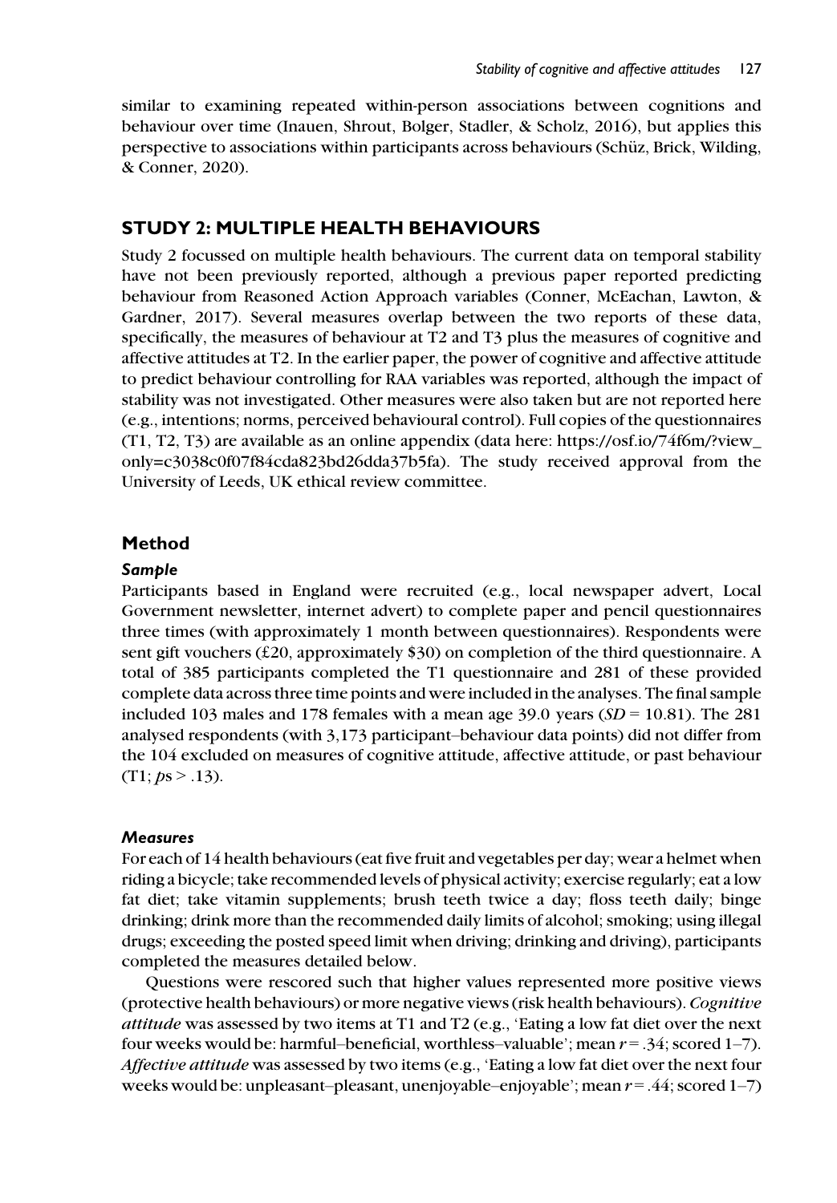similar to examining repeated within-person associations between cognitions and behaviour over time (Inauen, Shrout, Bolger, Stadler, & Scholz, 2016), but applies this perspective to associations within participants across behaviours (Schüz, Brick, Wilding, & Conner, 2020).

## STUDY 2: MULTIPLE HEALTH BEHAVIOURS

Study 2 focussed on multiple health behaviours. The current data on temporal stability have not been previously reported, although a previous paper reported predicting behaviour from Reasoned Action Approach variables (Conner, McEachan, Lawton, & Gardner, 2017). Several measures overlap between the two reports of these data, specifically, the measures of behaviour at T2 and T3 plus the measures of cognitive and affective attitudes at T2. In the earlier paper, the power of cognitive and affective attitude to predict behaviour controlling for RAA variables was reported, although the impact of stability was not investigated. Other measures were also taken but are not reported here (e.g., intentions; norms, perceived behavioural control). Full copies of the questionnaires (T1, T2, T3) are available as an online appendix (data here: https://osf.io/74f6m/?view_only=c3038c0f07f84cda823bd26dda37b5fa). The study received approval from the University of Leeds, UK ethical review committee.

### Method

#### *Sample*

Participants based in England were recruited (e.g., local newspaper advert, Local Government newsletter, internet advert) to complete paper and pencil questionnaires three times (with approximately 1 month between questionnaires). Respondents were sent gift vouchers (£20, approximately $30) on completion of the third questionnaire. A total of 385 participants completed the T1 questionnaire and 281 of these provided complete data across three time points and were included in the analyses. The final sample included 103 males and 178 females with a mean age 39.0 years ($SD = 10.81$). The 281 analysed respondents (with 3,173 participant–behaviour data points) did not differ from the 104 excluded on measures of cognitive attitude, affective attitude, or past behaviour (T1; $ps > .13$).

#### *Measures*

For each of 14 health behaviours (eat five fruit and vegetables per day; wear a helmet when riding a bicycle; take recommended levels of physical activity; exercise regularly; eat a low fat diet; take vitamin supplements; brush teeth twice a day; floss teeth daily; binge drinking; drink more than the recommended daily limits of alcohol; smoking; using illegal drugs; exceeding the posted speed limit when driving; drinking and driving), participants completed the measures detailed below.

Questions were rescored such that higher values represented more positive views (protective health behaviours) or more negative views (risk health behaviours). *Cognitive attitude* was assessed by two items at T1 and T2 (e.g., 'Eating a low fat diet over the next four weeks would be: harmful–beneficial, worthless–valuable'; mean $r = .34$; scored 1–7). *Affective attitude* was assessed by two items (e.g., 'Eating a low fat diet over the next four weeks would be: unpleasant–pleasant, unenjoyable–enjoyable'; mean $r = .44$; scored 1–7)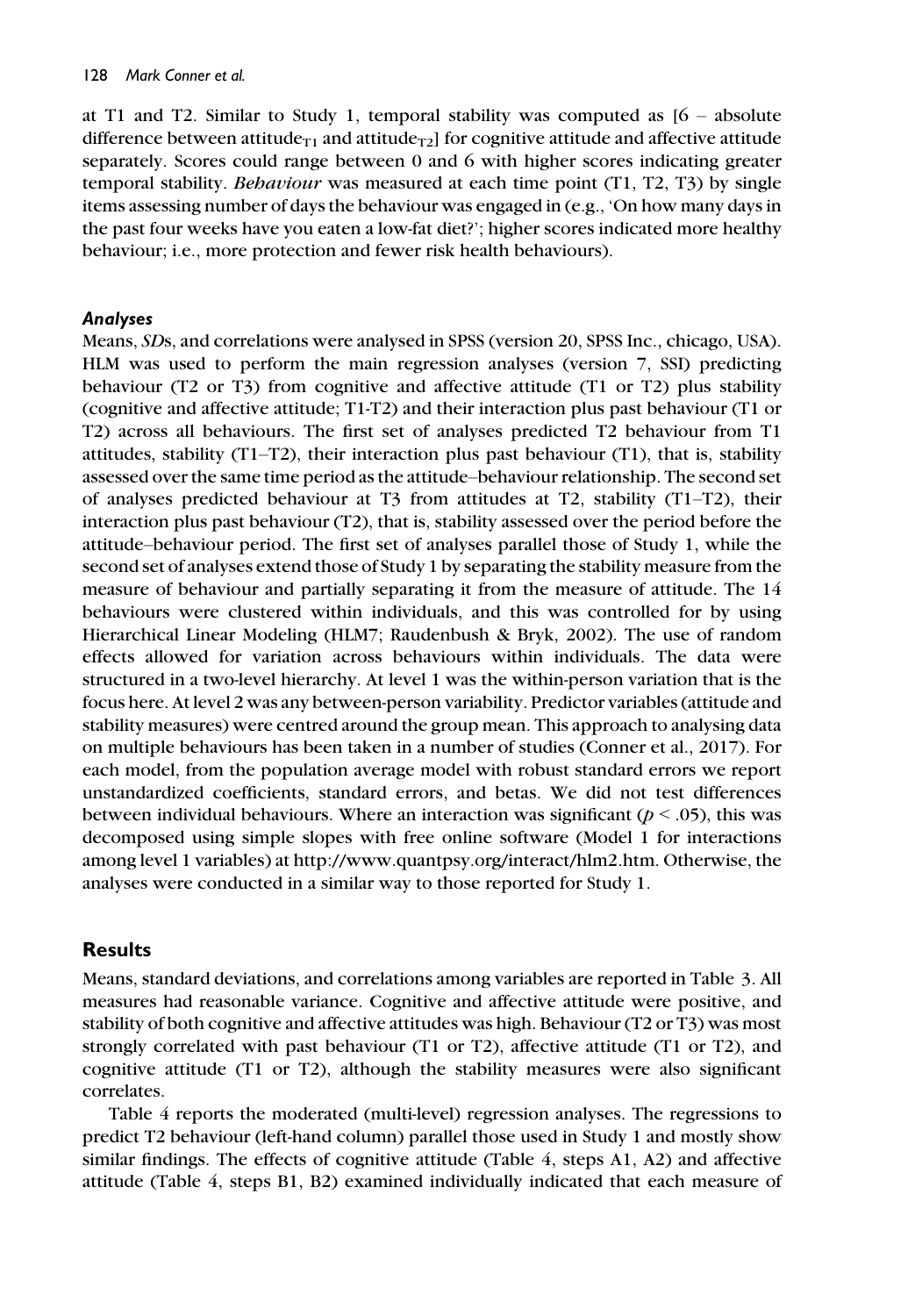at T1 and T2. Similar to Study 1, temporal stability was computed as [6 – absolute difference between attitude$_{T1}$ and attitude$_{T2}$] for cognitive attitude and affective attitude separately. Scores could range between 0 and 6 with higher scores indicating greater temporal stability. *Behaviour* was measured at each time point (T1, T2, T3) by single items assessing number of days the behaviour was engaged in (e.g., 'On how many days in the past four weeks have you eaten a low-fat diet?'; higher scores indicated more healthy behaviour; i.e., more protection and fewer risk health behaviours).

### *Analyses*

Means, *SD*s, and correlations were analysed in SPSS (version 20, SPSS Inc., chicago, USA). HLM was used to perform the main regression analyses (version 7, SSI) predicting behaviour (T2 or T3) from cognitive and affective attitude (T1 or T2) plus stability (cognitive and affective attitude; T1-T2) and their interaction plus past behaviour (T1 or T2) across all behaviours. The first set of analyses predicted T2 behaviour from T1 attitudes, stability (T1–T2), their interaction plus past behaviour (T1), that is, stability assessed over the same time period as the attitude–behaviour relationship. The second set of analyses predicted behaviour at T3 from attitudes at T2, stability (T1–T2), their interaction plus past behaviour (T2), that is, stability assessed over the period before the attitude–behaviour period. The first set of analyses parallel those of Study 1, while the second set of analyses extend those of Study 1 by separating the stability measure from the measure of behaviour and partially separating it from the measure of attitude. The 14 behaviours were clustered within individuals, and this was controlled for by using Hierarchical Linear Modeling (HLM7; Raudenbush & Bryk, 2002). The use of random effects allowed for variation across behaviours within individuals. The data were structured in a two-level hierarchy. At level 1 was the within-person variation that is the focus here. At level 2 was any between-person variability. Predictor variables (attitude and stability measures) were centred around the group mean. This approach to analysing data on multiple behaviours has been taken in a number of studies (Conner et al., 2017). For each model, from the population average model with robust standard errors we report unstandardized coefficients, standard errors, and betas. We did not test differences between individual behaviours. Where an interaction was significant ($p < .05$), this was decomposed using simple slopes with free online software (Model 1 for interactions among level 1 variables) at http://www.quantpsy.org/interact/hlm2.htm. Otherwise, the analyses were conducted in a similar way to those reported for Study 1.

## Results

Means, standard deviations, and correlations among variables are reported in Table 3. All measures had reasonable variance. Cognitive and affective attitude were positive, and stability of both cognitive and affective attitudes was high. Behaviour (T2 or T3) was most strongly correlated with past behaviour (T1 or T2), affective attitude (T1 or T2), and cognitive attitude (T1 or T2), although the stability measures were also significant correlates.

Table 4 reports the moderated (multi-level) regression analyses. The regressions to predict T2 behaviour (left-hand column) parallel those used in Study 1 and mostly show similar findings. The effects of cognitive attitude (Table 4, steps A1, A2) and affective attitude (Table 4, steps B1, B2) examined individually indicated that each measure of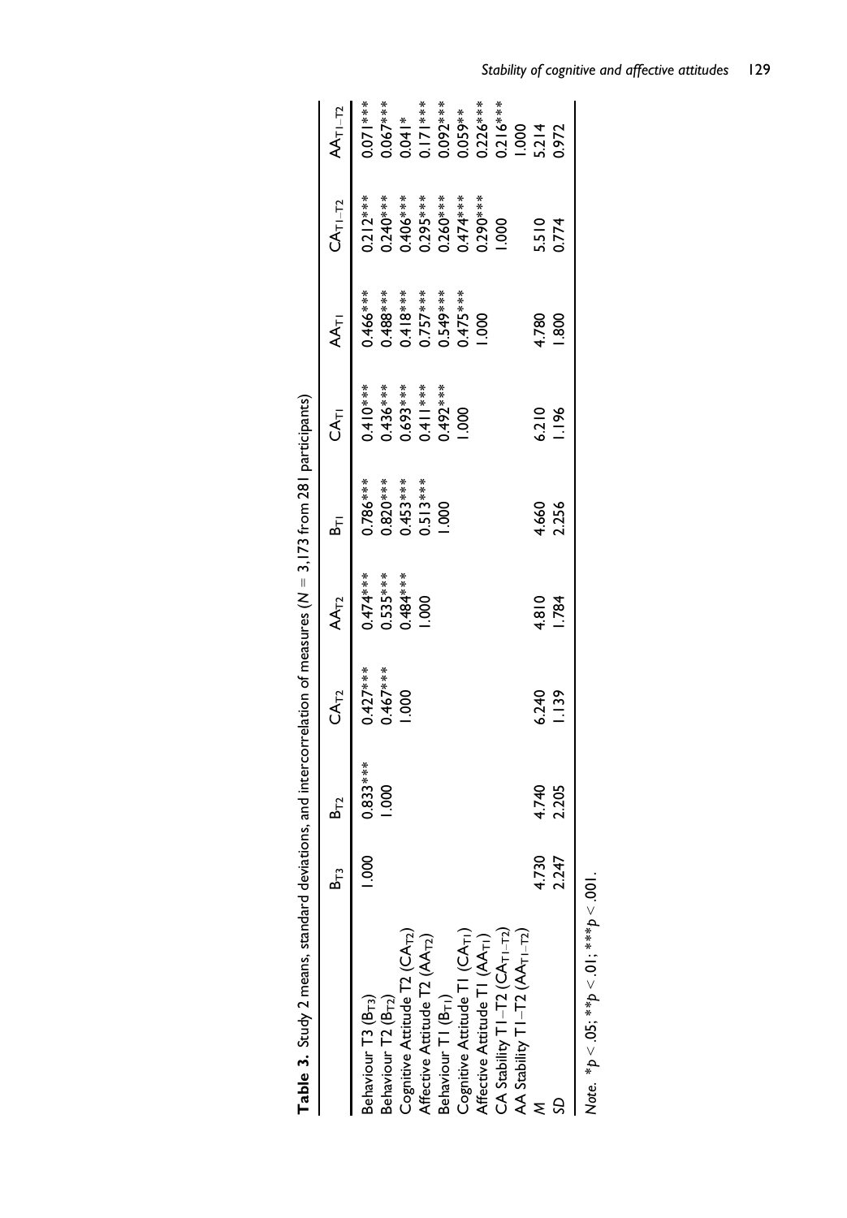**Table 3.** Study 2 means, standard deviations, and intercorrelation of measures ($N$ = 3,173 from 281 participants)

| | $B_{T3}$ | $B_{T2}$ | $CA_{T2}$ | $AA_{T2}$ | $B_{T1}$ | $CA_{T1}$ | $AA_{T1}$ | $CA_{T1-T2}$ | $AA_{T1-T2}$ |
|---|---|---|---|---|---|---|---|---|---|
| Behaviour T3 ($B_{T3}$) | 1.000 | 0.833*** | 0.427*** | 0.474*** | 0.786*** | 0.410*** | 0.466*** | 0.212*** | 0.071*** |
| Behaviour T2 ($B_{T2}$) | | 1.000 | 0.467*** | 0.535*** | 0.820*** | 0.436*** | 0.488*** | 0.240*** | 0.067*** |
| Cognitive Attitude T2 ($CA_{T2}$) | | | 1.000 | 0.484*** | 0.453*** | 0.693*** | 0.418*** | 0.406*** | 0.041* |
| Affective Attitude T2 ($AA_{T2}$) | | | | 1.000 | 0.513*** | 0.411*** | 0.757*** | 0.295*** | 0.171*** |
| Behaviour T1 ($B_{T1}$) | | | | | 1.000 | 0.492*** | 0.549*** | 0.260*** | 0.092*** |
| Cognitive Attitude T1 ($CA_{T1}$) | | | | | | 1.000 | 0.475*** | 0.474*** | 0.059** |
| Affective Attitude T1 ($AA_{T1}$) | | | | | | | 1.000 | 0.290*** | 0.226*** |
| CA Stability T1–T2 ($CA_{T1-T2}$) | | | | | | | | 1.000 | 0.216*** |
| AA Stability T1–T2 ($AA_{T1-T2}$) | | | | | | | | | 1.000 |
| $M$ | 4.730 | 4.740 | 6.240 | 4.810 | 4.660 | 6.210 | 4.780 | 5.510 | 5.214 |
| $SD$ | 2.247 | 2.205 | 1.139 | 1.784 | 2.256 | 1.196 | 1.800 | 0.774 | 0.972 |

*Note.* $^{*}p < .05$; $^{**}p < .01$; $^{***}p < .001$.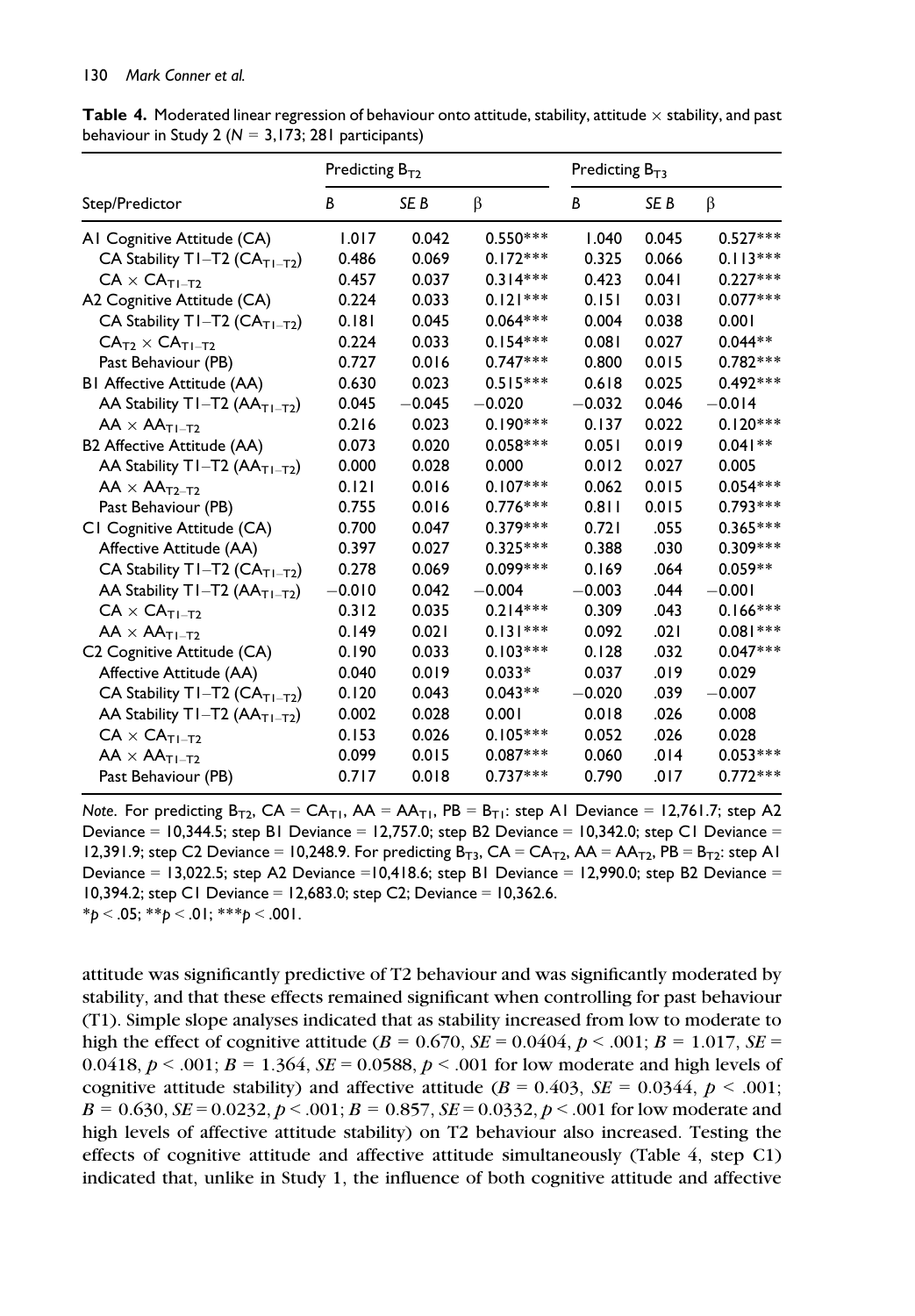**Table 4.** Moderated linear regression of behaviour onto attitude, stability, attitude × stability, and past behaviour in Study 2 ($N$ = 3,173; 281 participants)

| Step/Predictor | Predicting $B_{T2}$ | | | Predicting $B_{T3}$ | | |
|---|---|---|---|---|---|---|
| | *B* | *SE B* | β | *B* | *SE B* | β |
| A1 Cognitive Attitude (CA) | 1.017 | 0.042 | 0.550*** | 1.040 | 0.045 | 0.527*** |
| CA Stability T1–T2 ($CA_{T1-T2}$) | 0.486 | 0.069 | 0.172*** | 0.325 | 0.066 | 0.113*** |
| CA × $CA_{T1-T2}$ | 0.457 | 0.037 | 0.314*** | 0.423 | 0.041 | 0.227*** |
| A2 Cognitive Attitude (CA) | 0.224 | 0.033 | 0.121*** | 0.151 | 0.031 | 0.077*** |
| CA Stability T1–T2 ($CA_{T1-T2}$) | 0.181 | 0.045 | 0.064*** | 0.004 | 0.038 | 0.001 |
| $CA_{T2}$ × $CA_{T1-T2}$ | 0.224 | 0.033 | 0.154*** | 0.081 | 0.027 | 0.044** |
| Past Behaviour (PB) | 0.727 | 0.016 | 0.747*** | 0.800 | 0.015 | 0.782*** |
| B1 Affective Attitude (AA) | 0.630 | 0.023 | 0.515*** | 0.618 | 0.025 | 0.492*** |
| AA Stability T1–T2 ($AA_{T1-T2}$) | 0.045 | −0.045 | −0.020 | −0.032 | 0.046 | −0.014 |
| AA × $AA_{T1-T2}$ | 0.216 | 0.023 | 0.190*** | 0.137 | 0.022 | 0.120*** |
| B2 Affective Attitude (AA) | 0.073 | 0.020 | 0.058*** | 0.051 | 0.019 | 0.041** |
| AA Stability T1–T2 ($AA_{T1-T2}$) | 0.000 | 0.028 | 0.000 | 0.012 | 0.027 | 0.005 |
| AA × $AA_{T2-T2}$ | 0.121 | 0.016 | 0.107*** | 0.062 | 0.015 | 0.054*** |
| Past Behaviour (PB) | 0.755 | 0.016 | 0.776*** | 0.811 | 0.015 | 0.793*** |
| C1 Cognitive Attitude (CA) | 0.700 | 0.047 | 0.379*** | 0.721 | .055 | 0.365*** |
| Affective Attitude (AA) | 0.397 | 0.027 | 0.325*** | 0.388 | .030 | 0.309*** |
| CA Stability T1–T2 ($CA_{T1-T2}$) | 0.278 | 0.069 | 0.099*** | 0.169 | .064 | 0.059** |
| AA Stability T1–T2 ($AA_{T1-T2}$) | −0.010 | 0.042 | −0.004 | −0.003 | .044 | −0.001 |
| CA × $CA_{T1-T2}$ | 0.312 | 0.035 | 0.214*** | 0.309 | .043 | 0.166*** |
| AA × $AA_{T1-T2}$ | 0.149 | 0.021 | 0.131*** | 0.092 | .021 | 0.081*** |
| C2 Cognitive Attitude (CA) | 0.190 | 0.033 | 0.103*** | 0.128 | .032 | 0.047*** |
| Affective Attitude (AA) | 0.040 | 0.019 | 0.033* | 0.037 | .019 | 0.029 |
| CA Stability T1–T2 ($CA_{T1-T2}$) | 0.120 | 0.043 | 0.043** | −0.020 | .039 | −0.007 |
| AA Stability T1–T2 ($AA_{T1-T2}$) | 0.002 | 0.028 | 0.001 | 0.018 | .026 | 0.008 |
| CA × $CA_{T1-T2}$ | 0.153 | 0.026 | 0.105*** | 0.052 | .026 | 0.028 |
| AA × $AA_{T1-T2}$ | 0.099 | 0.015 | 0.087*** | 0.060 | .014 | 0.053*** |
| Past Behaviour (PB) | 0.717 | 0.018 | 0.737*** | 0.790 | .017 | 0.772*** |

*Note*. For predicting $B_{T2}$, CA = $CA_{T1}$, AA = $AA_{T1}$, PB = $B_{T1}$: step A1 Deviance = 12,761.7; step A2 Deviance = 10,344.5; step B1 Deviance = 12,757.0; step B2 Deviance = 10,342.0; step C1 Deviance = 12,391.9; step C2 Deviance = 10,248.9. For predicting $B_{T3}$, CA = $CA_{T2}$, AA = $AA_{T2}$, PB = $B_{T2}$: step A1 Deviance = 13,022.5; step A2 Deviance =10,418.6; step B1 Deviance = 12,990.0; step B2 Deviance = 10,394.2; step C1 Deviance = 12,683.0; step C2; Deviance = 10,362.6.
*$p < .05$; **$p < .01$; ***$p < .001$.

attitude was significantly predictive of T2 behaviour and was significantly moderated by stability, and that these effects remained significant when controlling for past behaviour (T1). Simple slope analyses indicated that as stability increased from low to moderate to high the effect of cognitive attitude ($B$ = 0.670, $SE$ = 0.0404, $p < .001$; $B$ = 1.017, $SE$ = 0.0418, $p < .001$; $B$ = 1.364, $SE$ = 0.0588, $p < .001$ for low moderate and high levels of cognitive attitude stability) and affective attitude ($B$ = 0.403, $SE$ = 0.0344, $p < .001$; $B$ = 0.630, $SE$ = 0.0232, $p < .001$; $B$ = 0.857, $SE$ = 0.0332, $p < .001$ for low moderate and high levels of affective attitude stability) on T2 behaviour also increased. Testing the effects of cognitive attitude and affective attitude simultaneously (Table 4, step C1) indicated that, unlike in Study 1, the influence of both cognitive attitude and affective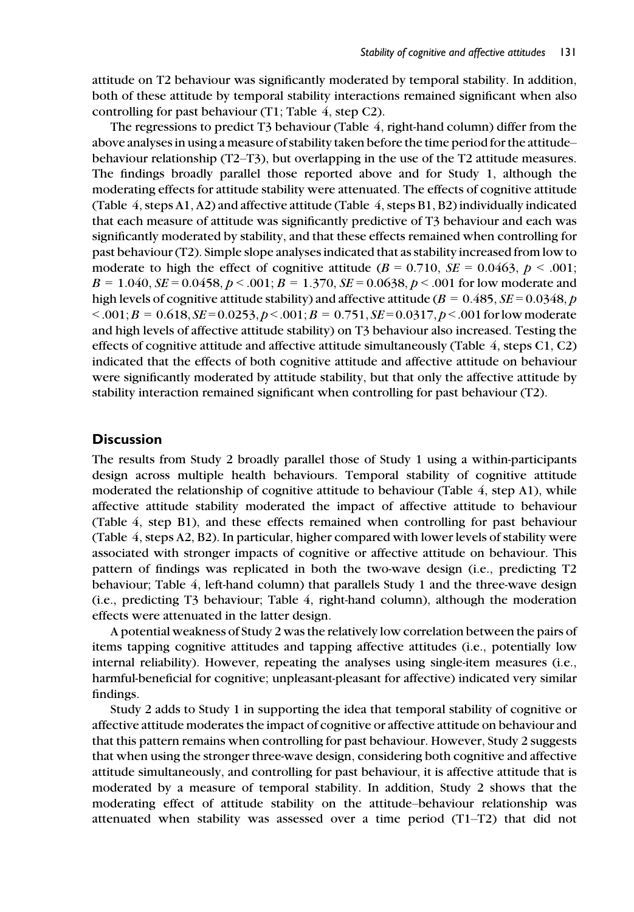attitude on T2 behaviour was significantly moderated by temporal stability. In addition, both of these attitude by temporal stability interactions remained significant when also controlling for past behaviour (T1; Table 4, step C2).

The regressions to predict T3 behaviour (Table 4, right-hand column) differ from the above analyses in using a measure of stability taken before the time period for the attitude–behaviour relationship (T2–T3), but overlapping in the use of the T2 attitude measures. The findings broadly parallel those reported above and for Study 1, although the moderating effects for attitude stability were attenuated. The effects of cognitive attitude (Table 4, steps A1, A2) and affective attitude (Table 4, steps B1, B2) individually indicated that each measure of attitude was significantly predictive of T3 behaviour and each was significantly moderated by stability, and that these effects remained when controlling for past behaviour (T2). Simple slope analyses indicated that as stability increased from low to moderate to high the effect of cognitive attitude ($B = 0.710$, $SE = 0.0463$, $p < .001$; $B = 1.040$, $SE = 0.0458$, $p < .001$; $B = 1.370$, $SE = 0.0638$, $p < .001$ for low moderate and high levels of cognitive attitude stability) and affective attitude ($B = 0.485$, $SE = 0.0348$, $p < .001$; $B = 0.618$, $SE = 0.0253$, $p < .001$; $B = 0.751$, $SE = 0.0317$, $p < .001$ for low moderate and high levels of affective attitude stability) on T3 behaviour also increased. Testing the effects of cognitive attitude and affective attitude simultaneously (Table 4, steps C1, C2) indicated that the effects of both cognitive attitude and affective attitude on behaviour were significantly moderated by attitude stability, but that only the affective attitude by stability interaction remained significant when controlling for past behaviour (T2).

## Discussion

The results from Study 2 broadly parallel those of Study 1 using a within-participants design across multiple health behaviours. Temporal stability of cognitive attitude moderated the relationship of cognitive attitude to behaviour (Table 4, step A1), while affective attitude stability moderated the impact of affective attitude to behaviour (Table 4, step B1), and these effects remained when controlling for past behaviour (Table 4, steps A2, B2). In particular, higher compared with lower levels of stability were associated with stronger impacts of cognitive or affective attitude on behaviour. This pattern of findings was replicated in both the two-wave design (i.e., predicting T2 behaviour; Table 4, left-hand column) that parallels Study 1 and the three-wave design (i.e., predicting T3 behaviour; Table 4, right-hand column), although the moderation effects were attenuated in the latter design.

A potential weakness of Study 2 was the relatively low correlation between the pairs of items tapping cognitive attitudes and tapping affective attitudes (i.e., potentially low internal reliability). However, repeating the analyses using single-item measures (i.e., harmful-beneficial for cognitive; unpleasant-pleasant for affective) indicated very similar findings.

Study 2 adds to Study 1 in supporting the idea that temporal stability of cognitive or affective attitude moderates the impact of cognitive or affective attitude on behaviour and that this pattern remains when controlling for past behaviour. However, Study 2 suggests that when using the stronger three-wave design, considering both cognitive and affective attitude simultaneously, and controlling for past behaviour, it is affective attitude that is moderated by a measure of temporal stability. In addition, Study 2 shows that the moderating effect of attitude stability on the attitude–behaviour relationship was attenuated when stability was assessed over a time period (T1–T2) that did not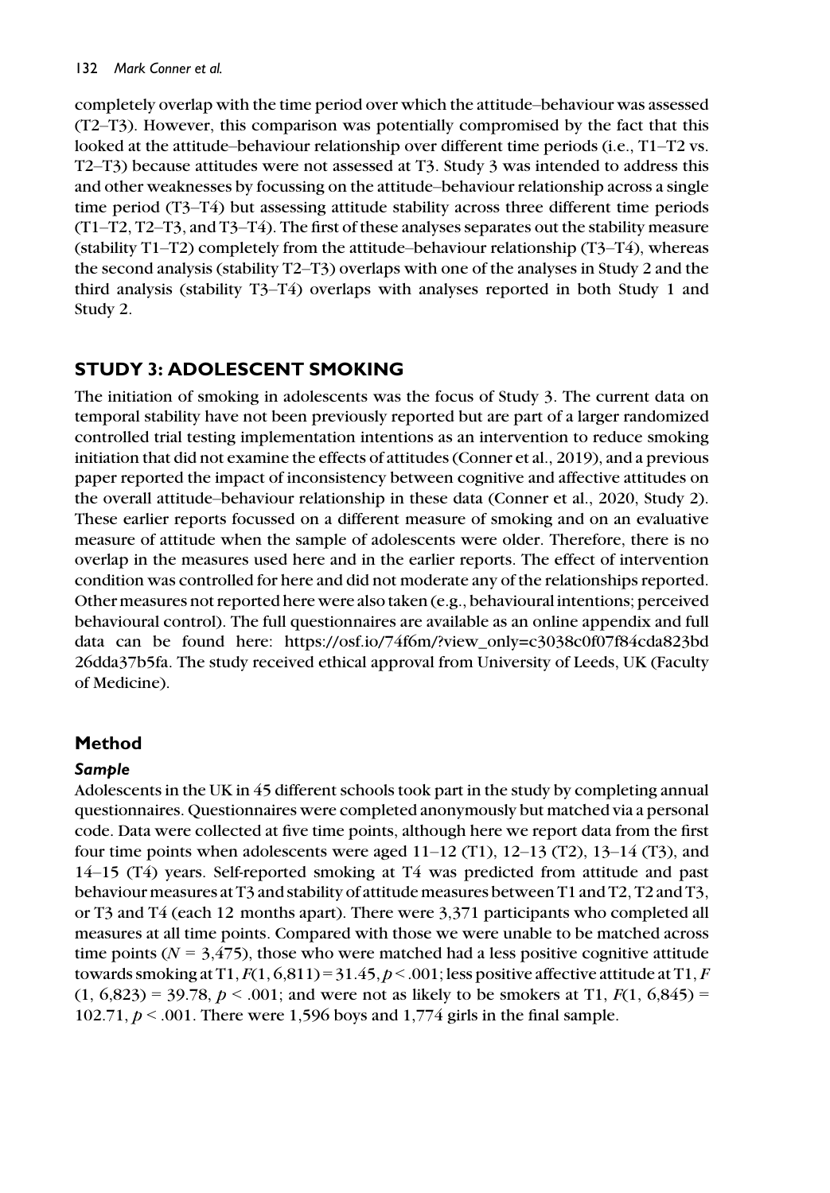completely overlap with the time period over which the attitude–behaviour was assessed (T2–T3). However, this comparison was potentially compromised by the fact that this looked at the attitude–behaviour relationship over different time periods (i.e., T1–T2 vs. T2–T3) because attitudes were not assessed at T3. Study 3 was intended to address this and other weaknesses by focussing on the attitude–behaviour relationship across a single time period (T3–T4) but assessing attitude stability across three different time periods (T1–T2, T2–T3, and T3–T4). The first of these analyses separates out the stability measure (stability T1–T2) completely from the attitude–behaviour relationship (T3–T4), whereas the second analysis (stability T2–T3) overlaps with one of the analyses in Study 2 and the third analysis (stability T3–T4) overlaps with analyses reported in both Study 1 and Study 2.

## STUDY 3: ADOLESCENT SMOKING

The initiation of smoking in adolescents was the focus of Study 3. The current data on temporal stability have not been previously reported but are part of a larger randomized controlled trial testing implementation intentions as an intervention to reduce smoking initiation that did not examine the effects of attitudes (Conner et al., 2019), and a previous paper reported the impact of inconsistency between cognitive and affective attitudes on the overall attitude–behaviour relationship in these data (Conner et al., 2020, Study 2). These earlier reports focussed on a different measure of smoking and on an evaluative measure of attitude when the sample of adolescents were older. Therefore, there is no overlap in the measures used here and in the earlier reports. The effect of intervention condition was controlled for here and did not moderate any of the relationships reported. Other measures not reported here were also taken (e.g., behavioural intentions; perceived behavioural control). The full questionnaires are available as an online appendix and full data can be found here: https://osf.io/74f6m/?view_only=c3038c0f07f84cda823bd26dda37b5fa. The study received ethical approval from University of Leeds, UK (Faculty of Medicine).

### Method

#### *Sample*

Adolescents in the UK in 45 different schools took part in the study by completing annual questionnaires. Questionnaires were completed anonymously but matched via a personal code. Data were collected at five time points, although here we report data from the first four time points when adolescents were aged 11–12 (T1), 12–13 (T2), 13–14 (T3), and 14–15 (T4) years. Self-reported smoking at T4 was predicted from attitude and past behaviour measures at T3 and stability of attitude measures between T1 and T2, T2 and T3, or T3 and T4 (each 12 months apart). There were 3,371 participants who completed all measures at all time points. Compared with those we were unable to be matched across time points ($N = 3,475$), those who were matched had a less positive cognitive attitude towards smoking at T1, $F(1, 6,811) = 31.45$, $p < .001$; less positive affective attitude at T1, $F(1, 6,823) = 39.78$, $p < .001$; and were not as likely to be smokers at T1, $F(1, 6,845) = 102.71$, $p < .001$. There were 1,596 boys and 1,774 girls in the final sample.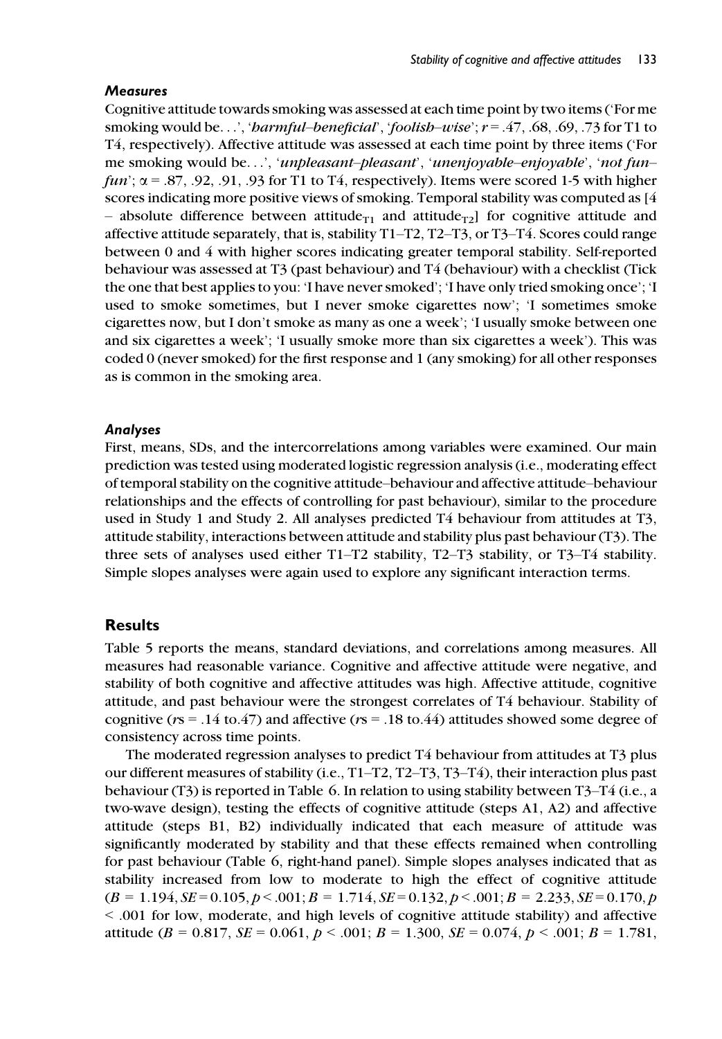### Measures

Cognitive attitude towards smoking was assessed at each time point by two items ('For me smoking would be...', '*harmful–beneficial*', '*foolish–wise*'; $r = .47, .68, .69, .73$ for T1 to T4, respectively). Affective attitude was assessed at each time point by three items ('For me smoking would be...', '*unpleasant–pleasant*', '*unenjoyable–enjoyable*', '*not fun–fun*'; $\alpha = .87, .92, .91, .93$ for T1 to T4, respectively). Items were scored 1-5 with higher scores indicating more positive views of smoking. Temporal stability was computed as [4 – absolute difference between $\text{attitude}_{T1}$ and $\text{attitude}_{T2}$] for cognitive attitude and affective attitude separately, that is, stability T1–T2, T2–T3, or T3–T4. Scores could range between 0 and 4 with higher scores indicating greater temporal stability. Self-reported behaviour was assessed at T3 (past behaviour) and T4 (behaviour) with a checklist (Tick the one that best applies to you: 'I have never smoked'; 'I have only tried smoking once'; 'I used to smoke sometimes, but I never smoke cigarettes now'; 'I sometimes smoke cigarettes now, but I don't smoke as many as one a week'; 'I usually smoke between one and six cigarettes a week'; 'I usually smoke more than six cigarettes a week'). This was coded 0 (never smoked) for the first response and 1 (any smoking) for all other responses as is common in the smoking area.

### Analyses

First, means, SDs, and the intercorrelations among variables were examined. Our main prediction was tested using moderated logistic regression analysis (i.e., moderating effect of temporal stability on the cognitive attitude–behaviour and affective attitude–behaviour relationships and the effects of controlling for past behaviour), similar to the procedure used in Study 1 and Study 2. All analyses predicted T4 behaviour from attitudes at T3, attitude stability, interactions between attitude and stability plus past behaviour (T3). The three sets of analyses used either T1–T2 stability, T2–T3 stability, or T3–T4 stability. Simple slopes analyses were again used to explore any significant interaction terms.

## Results

Table 5 reports the means, standard deviations, and correlations among measures. All measures had reasonable variance. Cognitive and affective attitude were negative, and stability of both cognitive and affective attitudes was high. Affective attitude, cognitive attitude, and past behaviour were the strongest correlates of T4 behaviour. Stability of cognitive ($r$s = .14 to.47) and affective ($r$s = .18 to.44) attitudes showed some degree of consistency across time points.

The moderated regression analyses to predict T4 behaviour from attitudes at T3 plus our different measures of stability (i.e., T1–T2, T2–T3, T3–T4), their interaction plus past behaviour (T3) is reported in Table 6. In relation to using stability between T3–T4 (i.e., a two-wave design), testing the effects of cognitive attitude (steps A1, A2) and affective attitude (steps B1, B2) individually indicated that each measure of attitude was significantly moderated by stability and that these effects remained when controlling for past behaviour (Table 6, right-hand panel). Simple slopes analyses indicated that as stability increased from low to moderate to high the effect of cognitive attitude ($B = 1.194, SE = 0.105, p < .001$; $B = 1.714, SE = 0.132, p < .001$; $B = 2.233, SE = 0.170, p < .001$ for low, moderate, and high levels of cognitive attitude stability) and affective attitude ($B = 0.817$, $SE = 0.061$, $p < .001$; $B = 1.300$, $SE = 0.074$, $p < .001$; $B = 1.781$,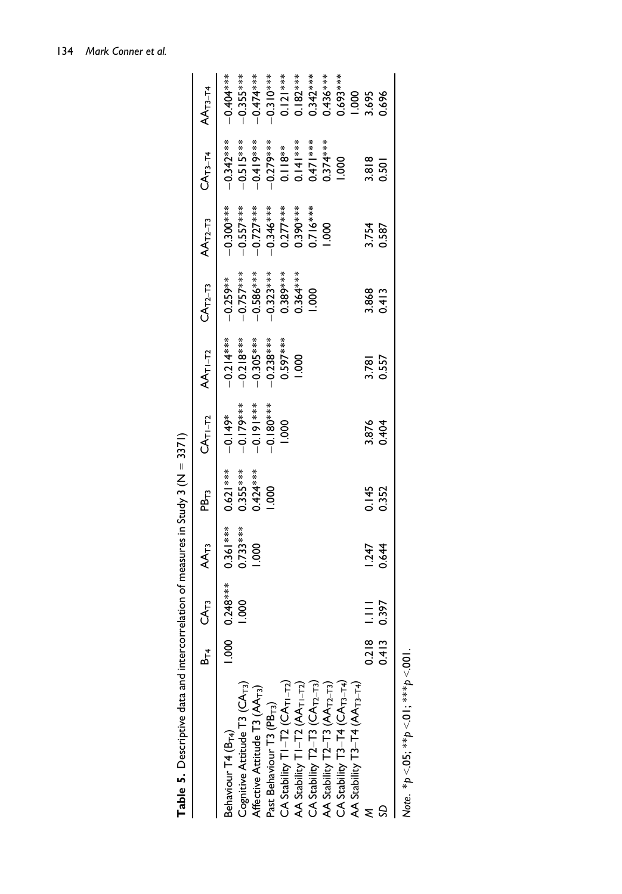**Table 5.** Descriptive data and intercorrelation of measures in Study 3 ($N$ = 3371)

| | $B_{T4}$ | $CA_{T3}$ | $AA_{T3}$ | $PB_{T3}$ | $CA_{T1-T2}$ | $AA_{T1-T2}$ | $CA_{T2-T3}$ | $AA_{T2-T3}$ | $CA_{T3-T4}$ | $AA_{T3-T4}$ |
|---|---|---|---|---|---|---|---|---|---|---|
| Behaviour T4 ($B_{T4}$) | 1.000 | 0.248*** | 0.361*** | 0.621*** | −0.149* | −0.214*** | −0.259** | −0.300*** | −0.342*** | −0.404*** |
| Cognitive Attitude T3 ($CA_{T3}$) | | 1.000 | 0.733*** | 0.355*** | −0.179*** | −0.218*** | −0.757*** | −0.557*** | −0.515*** | −0.355*** |
| Affective Attitude T3 ($AA_{T3}$) | | | 1.000 | 0.424*** | −0.191*** | −0.305*** | −0.586*** | −0.727*** | −0.419*** | −0.474*** |
| Past Behaviour T3 ($PB_{T3}$) | | | | 1.000 | −0.180*** | −0.238*** | −0.323*** | −0.346*** | −0.279*** | −0.310*** |
| CA Stability T1–T2 ($CA_{T1-T2}$) | | | | | 1.000 | 0.597*** | 0.389*** | 0.277*** | 0.118** | 0.121*** |
| AA Stability T1–T2 ($AA_{T1-T2}$) | | | | | | 1.000 | 0.364*** | 0.390*** | 0.141*** | 0.182*** |
| CA Stability T2–T3 ($CA_{T2-T3}$) | | | | | | | 1.000 | 0.716*** | 0.471*** | 0.342*** |
| AA Stability T2–T3 ($AA_{T2-T3}$) | | | | | | | | 1.000 | 0.374*** | 0.436*** |
| CA Stability T3–T4 ($CA_{T3-T4}$) | | | | | | | | | 1.000 | 0.693*** |
| AA Stability T3–T4 ($AA_{T3-T4}$) | | | | | | | | | | 1.000 |
| $M$ | 0.218 | 1.111 | 1.247 | 0.145 | 3.876 | 3.781 | 3.868 | 3.754 | 3.818 | 3.695 |
| $SD$ | 0.413 | 0.397 | 0.644 | 0.352 | 0.404 | 0.557 | 0.413 | 0.587 | 0.501 | 0.696 |

*Note.* *$p$ <.05; **$p$ <.01; ***$p$ <.001.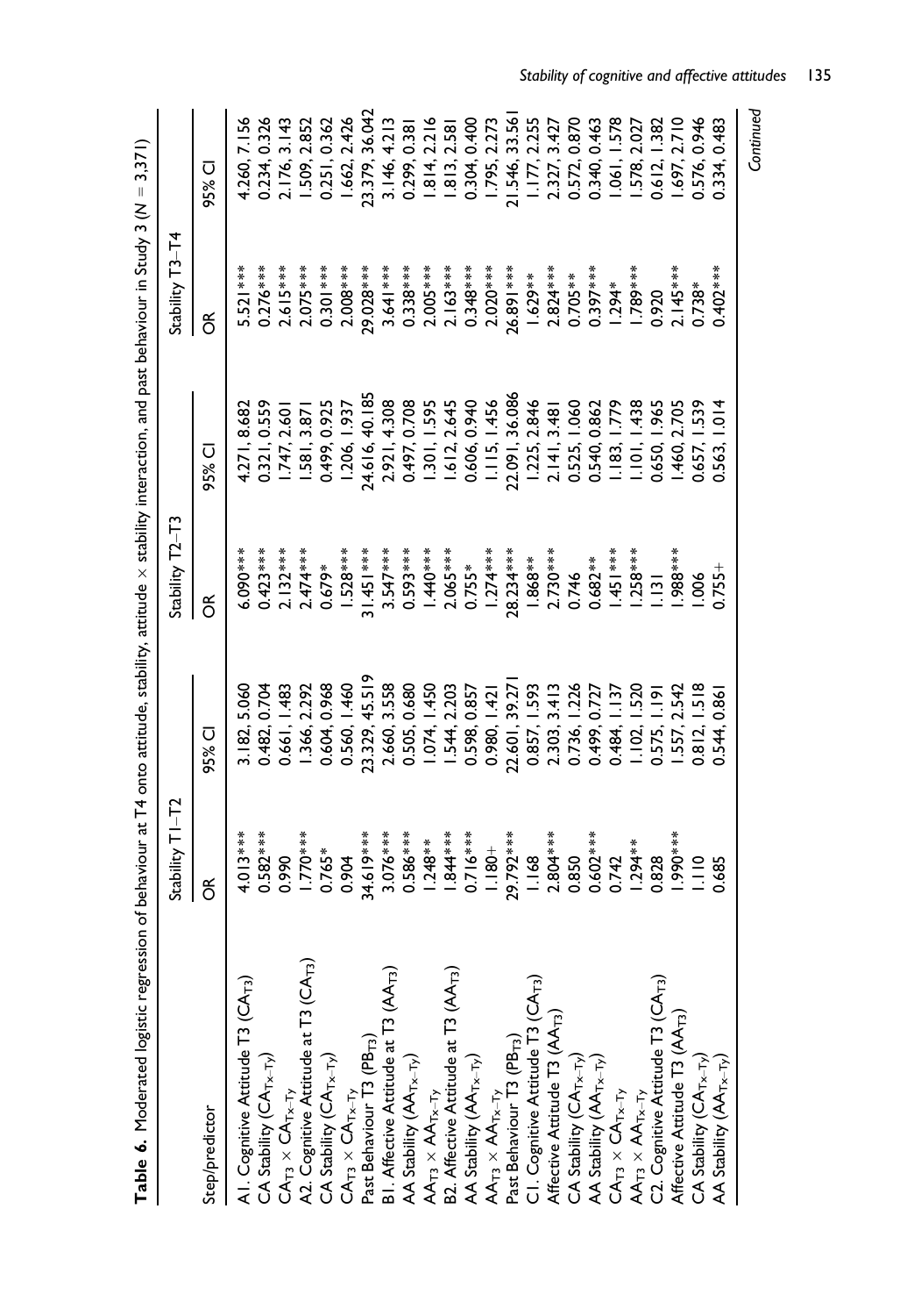**Table 6.** Moderated logistic regression of behaviour at T4 onto attitude, stability, attitude × stability interaction, and past behaviour in Study 3 ($N = 3{,}371$)

| Step/predictor | Stability T1–T2 | | Stability T2–T3 | | Stability T3–T4 | |
|---|---|---|---|---|---|---|
| | OR | 95% CI | OR | 95% CI | OR | 95% CI |
| A1. Cognitive Attitude T3 ($CA_{T3}$) | 4.013*** | 3.182, 5.060 | 6.090*** | 4.271, 8.682 | 5.521*** | 4.260, 7.156 |
| CA Stability ($CA_{Tx–Ty}$) | 0.582*** | 0.482, 0.704 | 0.423*** | 0.321, 0.559 | 0.276*** | 0.234, 0.326 |
| $CA_{T3} \times CA_{Tx–Ty}$ | 0.990 | 0.661, 1.483 | 2.132*** | 1.747, 2.601 | 2.615*** | 2.176, 3.143 |
| A2. Cognitive Attitude at T3 ($CA_{T3}$) | 1.770*** | 1.366, 2.292 | 2.474*** | 1.581, 3.871 | 2.075*** | 1.509, 2.852 |
| CA Stability ($CA_{Tx–Ty}$) | 0.765* | 0.604, 0.968 | 0.679* | 0.499, 0.925 | 0.301*** | 0.251, 0.362 |
| $CA_{T3} \times CA_{Tx–Ty}$ | 0.904 | 0.560, 1.460 | 1.528*** | 1.206, 1.937 | 2.008*** | 1.662, 2.426 |
| Past Behaviour T3 ($PB_{T3}$) | 34.619*** | 23.329, 45.519 | 31.451*** | 24.616, 40.185 | 29.028*** | 23.379, 36.042 |
| B1. Affective Attitude at T3 ($AA_{T3}$) | 3.076*** | 2.660, 3.558 | 3.547*** | 2.921, 4.308 | 3.641*** | 3.146, 4.213 |
| AA Stability ($AA_{Tx–Ty}$) | 0.586*** | 0.505, 0.680 | 0.593*** | 0.497, 0.708 | 0.338*** | 0.299, 0.381 |
| $AA_{T3} \times AA_{Tx–Ty}$ | 1.248** | 1.074, 1.450 | 1.440*** | 1.301, 1.595 | 2.005*** | 1.814, 2.216 |
| B2. Affective Attitude at T3 ($AA_{T3}$) | 1.844*** | 1.544, 2.203 | 2.065*** | 1.612, 2.645 | 2.163*** | 1.813, 2.581 |
| AA Stability ($AA_{Tx–Ty}$) | 0.716*** | 0.598, 0.857 | 0.755* | 0.606, 0.940 | 0.348*** | 0.304, 0.400 |
| $AA_{T3} \times AA_{Tx–Ty}$ | 1.180+ | 0.980, 1.421 | 1.274*** | 1.115, 1.456 | 2.020*** | 1.795, 2.273 |
| Past Behaviour T3 ($PB_{T3}$) | 29.792*** | 22.601, 39.271 | 28.234*** | 22.091, 36.086 | 26.891*** | 21.546, 33.561 |
| C1. Cognitive Attitude T3 ($CA_{T3}$) | 1.168 | 0.857, 1.593 | 1.868** | 1.225, 2.846 | 1.629** | 1.177, 2.255 |
| Affective Attitude T3 ($AA_{T3}$) | 2.804*** | 2.303, 3.413 | 2.730*** | 2.141, 3.481 | 2.824*** | 2.327, 3.427 |
| CA Stability ($CA_{Tx–Ty}$) | 0.850 | 0.736, 1.226 | 0.746 | 0.525, 1.060 | 0.705** | 0.572, 0.870 |
| AA Stability ($AA_{Tx–Ty}$) | 0.602*** | 0.499, 0.727 | 0.682** | 0.540, 0.862 | 0.397*** | 0.340, 0.463 |
| $CA_{T3} \times CA_{Tx–Ty}$ | 0.742 | 0.484, 1.137 | 1.451*** | 1.183, 1.779 | 1.294* | 1.061, 1.578 |
| $AA_{T3} \times AA_{Tx–Ty}$ | 1.294** | 1.102, 1.520 | 1.258*** | 1.101, 1.438 | 1.789*** | 1.578, 2.027 |
| C2. Cognitive Attitude T3 ($CA_{T3}$) | 0.828 | 0.575, 1.191 | 1.131 | 0.650, 1.965 | 0.920 | 0.612, 1.382 |
| Affective Attitude T3 ($AA_{T3}$) | 1.990*** | 1.557, 2.542 | 1.988*** | 1.460, 2.705 | 2.145*** | 1.697, 2.710 |
| CA Stability ($CA_{Tx–Ty}$) | 1.110 | 0.812, 1.518 | 1.006 | 0.657, 1.539 | 0.738* | 0.576, 0.946 |
| AA Stability ($AA_{Tx–Ty}$) | 0.685 | 0.544, 0.861 | 0.755+ | 0.563, 1.014 | 0.402*** | 0.334, 0.483 |

*Continued*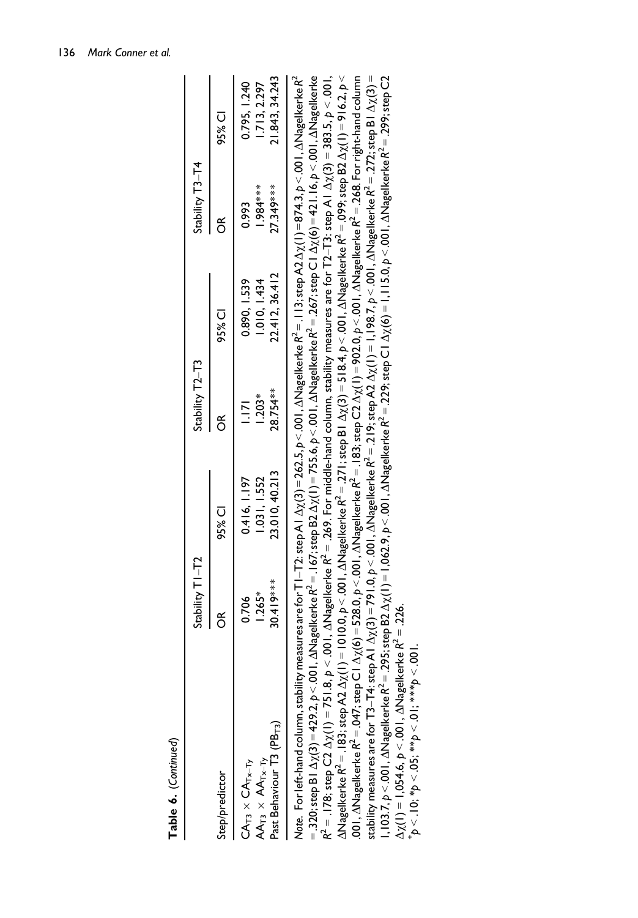**Table 6.** (*Continued*)

| Step/predictor | Stability T1–T2 | | Stability T2–T3 | | Stability T3–T4 | |
|---|---|---|---|---|---|---|
| | OR | 95% CI | OR | 95% CI | OR | 95% CI |
| $CA_{T3} \times CA_{Tx-Ty}$ | 0.706 | 0.416, 1.197 | 1.171 | 0.890, 1.539 | 0.993 | 0.795, 1.240 |
| $AA_{T3} \times AA_{Tx-Ty}$ | 1.265* | 1.031, 1.552 | 1.203* | 1.010, 1.434 | 1.984*** | 1.713, 2.297 |
| Past Behaviour T3 ($PB_{T3}$) | 30.419*** | 23.010, 40.213 | 28.754** | 22.412, 36.412 | 27.349*** | 21.843, 34.243 |

*Note.* For left-hand column, stability measures are for T1–T2: step A1 $\Delta\chi(3) = 262.5$, $p < .001$, $\Delta$Nagelkerke $R^2 = .113$; step A2 $\Delta\chi(1) = 874.3$, $p < .001$, $\Delta$Nagelkerke $R^2 = .320$; step B1 $\Delta\chi(3) = 429.2$, $p < .001$, $\Delta$Nagelkerke $R^2 = .167$; step B2 $\Delta\chi(1) = 755.6$, $p < .001$, $\Delta$Nagelkerke $R^2 = .267$; step C1 $\Delta\chi(6) = 421.16$, $p < .001$, $\Delta$Nagelkerke $R^2 = .178$; step C2 $\Delta\chi(1) = 751.8$, $p < .001$, $\Delta$Nagelkerke $R^2 = .269$. For middle-hand column, stability measures are for T2–T3: step A1 $\Delta\chi(3) = 383.5$, $p < .001$, $\Delta$Nagelkerke $R^2 = .183$; step A2 $\Delta\chi(1) = 1010.0$, $p < .001$, $\Delta$Nagelkerke $R^2 = .271$; step B1 $\Delta\chi(3) = 518.4$, $p < .001$, $\Delta$Nagelkerke $R^2 = .099$; step B2 $\Delta\chi(1) = 916.2$, $p < .001$, $\Delta$Nagelkerke $R^2 = .047$; step C1 $\Delta\chi(6) = 528.0$, $p < .001$, $\Delta$Nagelkerke $R^2 = .183$; step C2 $\Delta\chi(1) = 902.0$, $p < .001$, $\Delta$Nagelkerke $R^2 = .268$. For right-hand column stability measures are for T3–T4: step A1 $\Delta\chi(3) = 791.0$, $p < .001$, $\Delta$Nagelkerke $R^2 = .219$; step A2 $\Delta\chi(1) = 1{,}198.7$, $p < .001$, $\Delta$Nagelkerke $R^2 = .272$; step B1 $\Delta\chi(3) = 1{,}103.7$, $p < .001$, $\Delta$Nagelkerke $R^2 = .295$; step B2 $\Delta\chi(1) = 1{,}062.9$, $p < .001$, $\Delta$Nagelkerke $R^2 = .229$; step C1 $\Delta\chi(6) = 1{,}115.0$, $p < .001$, $\Delta$Nagelkerke $R^2 = .299$; step C2 $\Delta\chi(1) = 1{,}054.6$, $p < .001$, $\Delta$Nagelkerke $R^2 = .226$.

$^{+}p < .10$; $*p < .05$; $**p < .01$; $***p < .001$.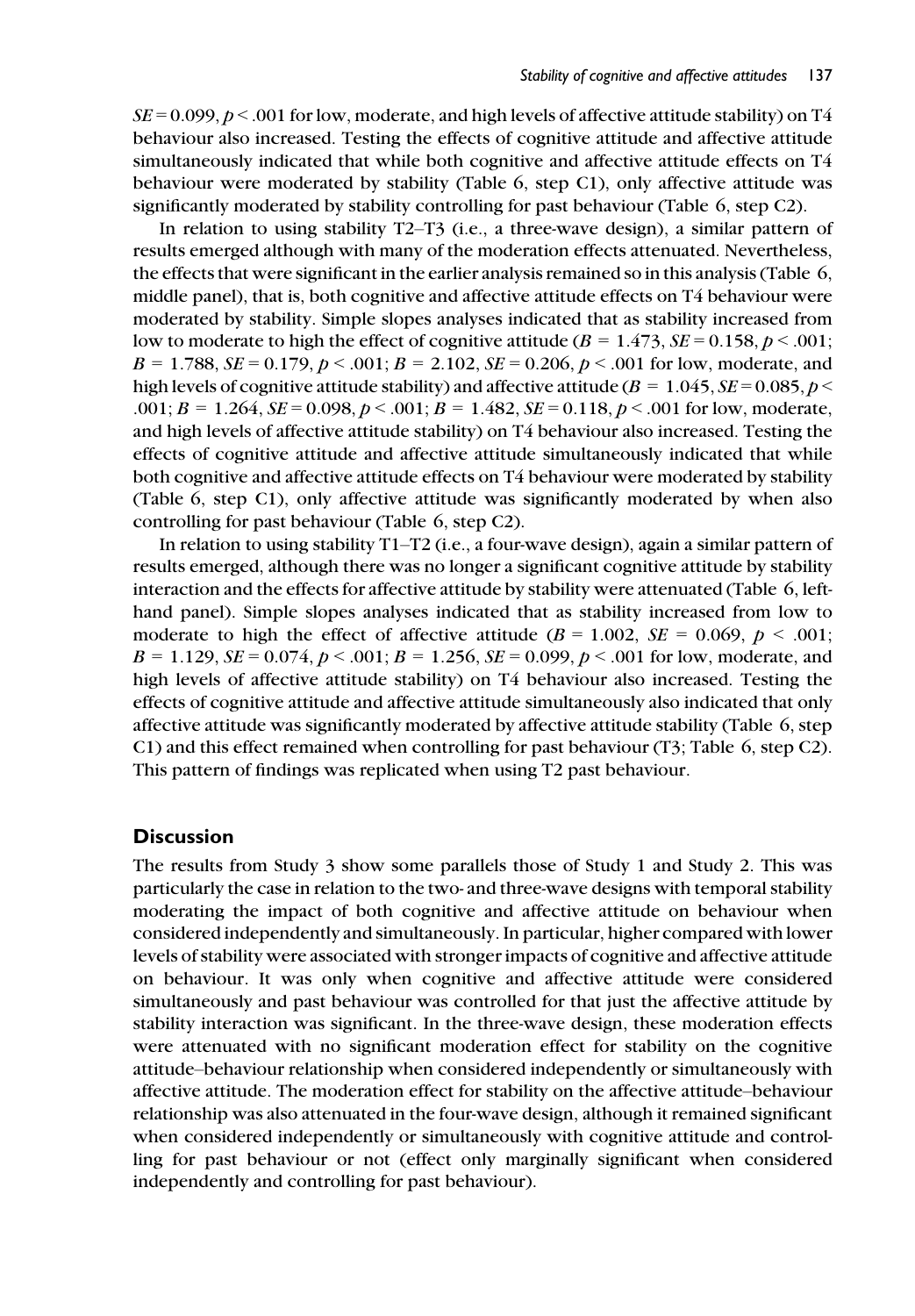$SE = 0.099$, $p < .001$ for low, moderate, and high levels of affective attitude stability) on T4 behaviour also increased. Testing the effects of cognitive attitude and affective attitude simultaneously indicated that while both cognitive and affective attitude effects on T4 behaviour were moderated by stability (Table 6, step C1), only affective attitude was significantly moderated by stability controlling for past behaviour (Table 6, step C2).

In relation to using stability T2–T3 (i.e., a three-wave design), a similar pattern of results emerged although with many of the moderation effects attenuated. Nevertheless, the effects that were significant in the earlier analysis remained so in this analysis (Table 6, middle panel), that is, both cognitive and affective attitude effects on T4 behaviour were moderated by stability. Simple slopes analyses indicated that as stability increased from low to moderate to high the effect of cognitive attitude ($B = 1.473$, $SE = 0.158$, $p < .001$; $B = 1.788$, $SE = 0.179$, $p < .001$; $B = 2.102$, $SE = 0.206$, $p < .001$ for low, moderate, and high levels of cognitive attitude stability) and affective attitude ($B = 1.045$, $SE = 0.085$, $p < .001$; $B = 1.264$, $SE = 0.098$, $p < .001$; $B = 1.482$, $SE = 0.118$, $p < .001$ for low, moderate, and high levels of affective attitude stability) on T4 behaviour also increased. Testing the effects of cognitive attitude and affective attitude simultaneously indicated that while both cognitive and affective attitude effects on T4 behaviour were moderated by stability (Table 6, step C1), only affective attitude was significantly moderated by when also controlling for past behaviour (Table 6, step C2).

In relation to using stability T1–T2 (i.e., a four-wave design), again a similar pattern of results emerged, although there was no longer a significant cognitive attitude by stability interaction and the effects for affective attitude by stability were attenuated (Table 6, left-hand panel). Simple slopes analyses indicated that as stability increased from low to moderate to high the effect of affective attitude ($B = 1.002$, $SE = 0.069$, $p < .001$; $B = 1.129$, $SE = 0.074$, $p < .001$; $B = 1.256$, $SE = 0.099$, $p < .001$ for low, moderate, and high levels of affective attitude stability) on T4 behaviour also increased. Testing the effects of cognitive attitude and affective attitude simultaneously also indicated that only affective attitude was significantly moderated by affective attitude stability (Table 6, step C1) and this effect remained when controlling for past behaviour (T3; Table 6, step C2). This pattern of findings was replicated when using T2 past behaviour.

## Discussion

The results from Study 3 show some parallels those of Study 1 and Study 2. This was particularly the case in relation to the two- and three-wave designs with temporal stability moderating the impact of both cognitive and affective attitude on behaviour when considered independently and simultaneously. In particular, higher compared with lower levels of stability were associated with stronger impacts of cognitive and affective attitude on behaviour. It was only when cognitive and affective attitude were considered simultaneously and past behaviour was controlled for that just the affective attitude by stability interaction was significant. In the three-wave design, these moderation effects were attenuated with no significant moderation effect for stability on the cognitive attitude–behaviour relationship when considered independently or simultaneously with affective attitude. The moderation effect for stability on the affective attitude–behaviour relationship was also attenuated in the four-wave design, although it remained significant when considered independently or simultaneously with cognitive attitude and controlling for past behaviour or not (effect only marginally significant when considered independently and controlling for past behaviour).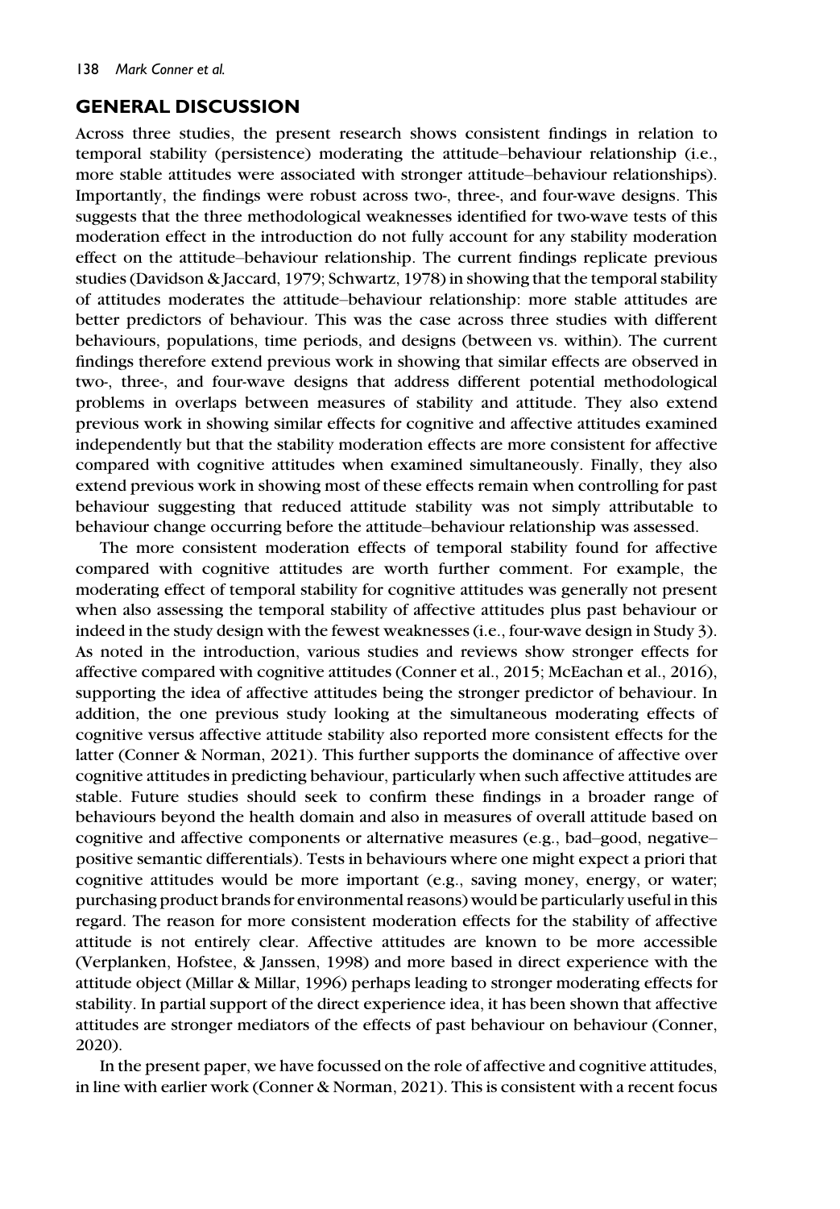## GENERAL DISCUSSION

Across three studies, the present research shows consistent findings in relation to temporal stability (persistence) moderating the attitude–behaviour relationship (i.e., more stable attitudes were associated with stronger attitude–behaviour relationships). Importantly, the findings were robust across two-, three-, and four-wave designs. This suggests that the three methodological weaknesses identified for two-wave tests of this moderation effect in the introduction do not fully account for any stability moderation effect on the attitude–behaviour relationship. The current findings replicate previous studies (Davidson & Jaccard, 1979; Schwartz, 1978) in showing that the temporal stability of attitudes moderates the attitude–behaviour relationship: more stable attitudes are better predictors of behaviour. This was the case across three studies with different behaviours, populations, time periods, and designs (between vs. within). The current findings therefore extend previous work in showing that similar effects are observed in two-, three-, and four-wave designs that address different potential methodological problems in overlaps between measures of stability and attitude. They also extend previous work in showing similar effects for cognitive and affective attitudes examined independently but that the stability moderation effects are more consistent for affective compared with cognitive attitudes when examined simultaneously. Finally, they also extend previous work in showing most of these effects remain when controlling for past behaviour suggesting that reduced attitude stability was not simply attributable to behaviour change occurring before the attitude–behaviour relationship was assessed.

The more consistent moderation effects of temporal stability found for affective compared with cognitive attitudes are worth further comment. For example, the moderating effect of temporal stability for cognitive attitudes was generally not present when also assessing the temporal stability of affective attitudes plus past behaviour or indeed in the study design with the fewest weaknesses (i.e., four-wave design in Study 3). As noted in the introduction, various studies and reviews show stronger effects for affective compared with cognitive attitudes (Conner et al., 2015; McEachan et al., 2016), supporting the idea of affective attitudes being the stronger predictor of behaviour. In addition, the one previous study looking at the simultaneous moderating effects of cognitive versus affective attitude stability also reported more consistent effects for the latter (Conner & Norman, 2021). This further supports the dominance of affective over cognitive attitudes in predicting behaviour, particularly when such affective attitudes are stable. Future studies should seek to confirm these findings in a broader range of behaviours beyond the health domain and also in measures of overall attitude based on cognitive and affective components or alternative measures (e.g., bad–good, negative–positive semantic differentials). Tests in behaviours where one might expect a priori that cognitive attitudes would be more important (e.g., saving money, energy, or water; purchasing product brands for environmental reasons) would be particularly useful in this regard. The reason for more consistent moderation effects for the stability of affective attitude is not entirely clear. Affective attitudes are known to be more accessible (Verplanken, Hofstee, & Janssen, 1998) and more based in direct experience with the attitude object (Millar & Millar, 1996) perhaps leading to stronger moderating effects for stability. In partial support of the direct experience idea, it has been shown that affective attitudes are stronger mediators of the effects of past behaviour on behaviour (Conner, 2020).

In the present paper, we have focussed on the role of affective and cognitive attitudes, in line with earlier work (Conner & Norman, 2021). This is consistent with a recent focus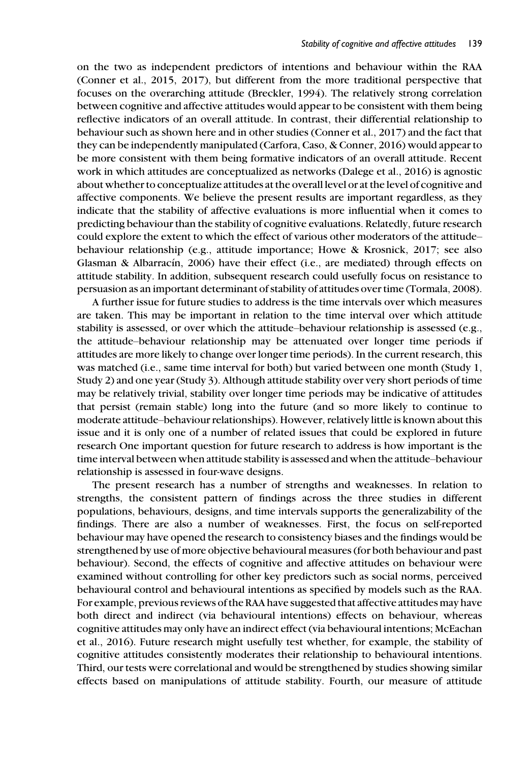on the two as independent predictors of intentions and behaviour within the RAA (Conner et al., 2015, 2017), but different from the more traditional perspective that focuses on the overarching attitude (Breckler, 1994). The relatively strong correlation between cognitive and affective attitudes would appear to be consistent with them being reflective indicators of an overall attitude. In contrast, their differential relationship to behaviour such as shown here and in other studies (Conner et al., 2017) and the fact that they can be independently manipulated (Carfora, Caso, & Conner, 2016) would appear to be more consistent with them being formative indicators of an overall attitude. Recent work in which attitudes are conceptualized as networks (Dalege et al., 2016) is agnostic about whether to conceptualize attitudes at the overall level or at the level of cognitive and affective components. We believe the present results are important regardless, as they indicate that the stability of affective evaluations is more influential when it comes to predicting behaviour than the stability of cognitive evaluations. Relatedly, future research could explore the extent to which the effect of various other moderators of the attitude–behaviour relationship (e.g., attitude importance; Howe & Krosnick, 2017; see also Glasman & Albarracín, 2006) have their effect (i.e., are mediated) through effects on attitude stability. In addition, subsequent research could usefully focus on resistance to persuasion as an important determinant of stability of attitudes over time (Tormala, 2008).

A further issue for future studies to address is the time intervals over which measures are taken. This may be important in relation to the time interval over which attitude stability is assessed, or over which the attitude–behaviour relationship is assessed (e.g., the attitude–behaviour relationship may be attenuated over longer time periods if attitudes are more likely to change over longer time periods). In the current research, this was matched (i.e., same time interval for both) but varied between one month (Study 1, Study 2) and one year (Study 3). Although attitude stability over very short periods of time may be relatively trivial, stability over longer time periods may be indicative of attitudes that persist (remain stable) long into the future (and so more likely to continue to moderate attitude–behaviour relationships). However, relatively little is known about this issue and it is only one of a number of related issues that could be explored in future research One important question for future research to address is how important is the time interval between when attitude stability is assessed and when the attitude–behaviour relationship is assessed in four-wave designs.

The present research has a number of strengths and weaknesses. In relation to strengths, the consistent pattern of findings across the three studies in different populations, behaviours, designs, and time intervals supports the generalizability of the findings. There are also a number of weaknesses. First, the focus on self-reported behaviour may have opened the research to consistency biases and the findings would be strengthened by use of more objective behavioural measures (for both behaviour and past behaviour). Second, the effects of cognitive and affective attitudes on behaviour were examined without controlling for other key predictors such as social norms, perceived behavioural control and behavioural intentions as specified by models such as the RAA. For example, previous reviews of the RAA have suggested that affective attitudes may have both direct and indirect (via behavioural intentions) effects on behaviour, whereas cognitive attitudes may only have an indirect effect (via behavioural intentions; McEachan et al., 2016). Future research might usefully test whether, for example, the stability of cognitive attitudes consistently moderates their relationship to behavioural intentions. Third, our tests were correlational and would be strengthened by studies showing similar effects based on manipulations of attitude stability. Fourth, our measure of attitude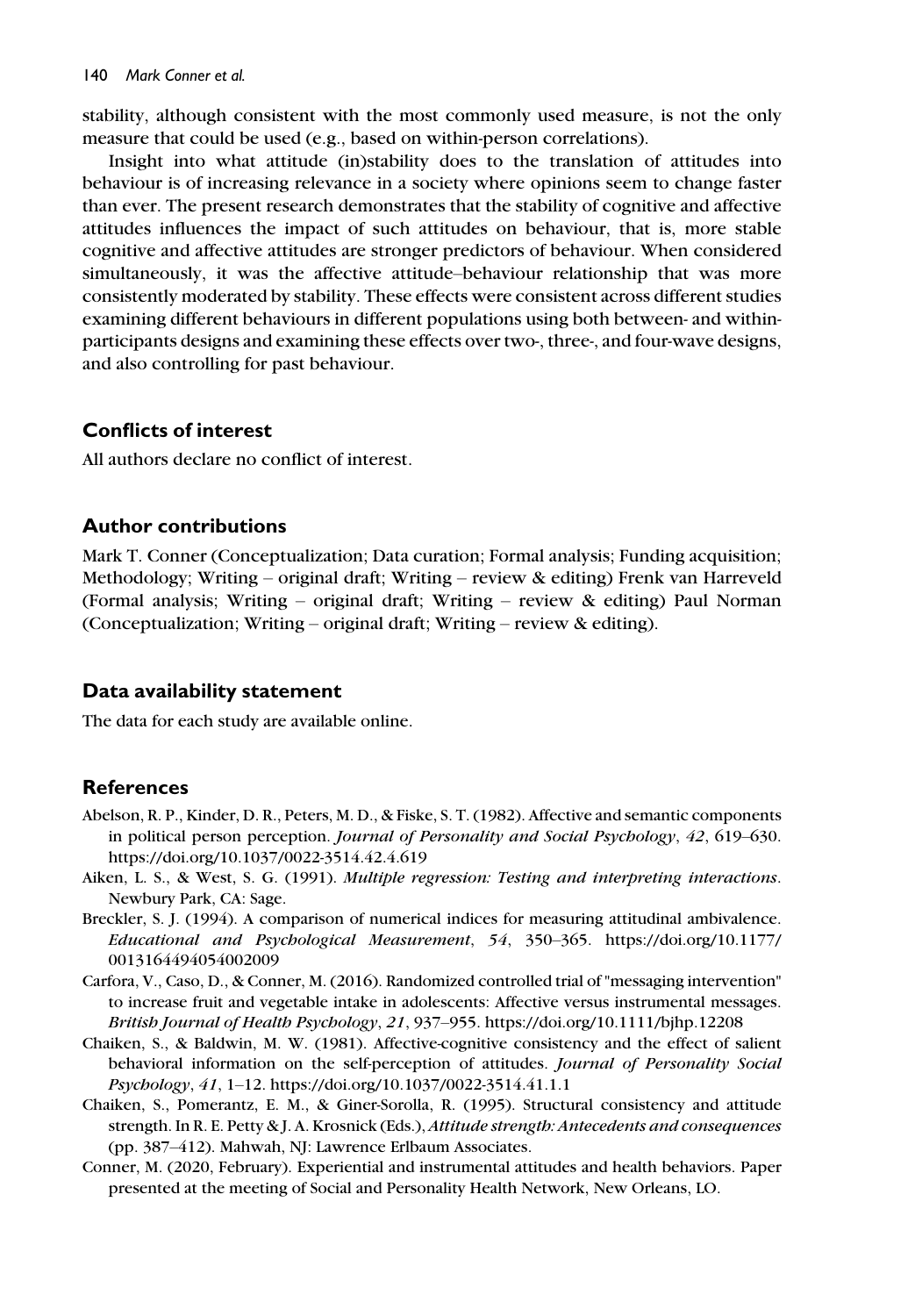stability, although consistent with the most commonly used measure, is not the only measure that could be used (e.g., based on within-person correlations).

Insight into what attitude (in)stability does to the translation of attitudes into behaviour is of increasing relevance in a society where opinions seem to change faster than ever. The present research demonstrates that the stability of cognitive and affective attitudes influences the impact of such attitudes on behaviour, that is, more stable cognitive and affective attitudes are stronger predictors of behaviour. When considered simultaneously, it was the affective attitude–behaviour relationship that was more consistently moderated by stability. These effects were consistent across different studies examining different behaviours in different populations using both between- and within-participants designs and examining these effects over two-, three-, and four-wave designs, and also controlling for past behaviour.

## Conflicts of interest

All authors declare no conflict of interest.

## Author contributions

Mark T. Conner (Conceptualization; Data curation; Formal analysis; Funding acquisition; Methodology; Writing – original draft; Writing – review & editing) Frenk van Harreveld (Formal analysis; Writing – original draft; Writing – review & editing) Paul Norman (Conceptualization; Writing – original draft; Writing – review & editing).

## Data availability statement

The data for each study are available online.

## References

Abelson, R. P., Kinder, D. R., Peters, M. D., & Fiske, S. T. (1982). Affective and semantic components in political person perception. *Journal of Personality and Social Psychology*, *42*, 619–630. https://doi.org/10.1037/0022-3514.42.4.619

Aiken, L. S., & West, S. G. (1991). *Multiple regression: Testing and interpreting interactions*. Newbury Park, CA: Sage.

Breckler, S. J. (1994). A comparison of numerical indices for measuring attitudinal ambivalence. *Educational and Psychological Measurement*, *54*, 350–365. https://doi.org/10.1177/0013164494054002009

Carfora, V., Caso, D., & Conner, M. (2016). Randomized controlled trial of "messaging intervention" to increase fruit and vegetable intake in adolescents: Affective versus instrumental messages. *British Journal of Health Psychology*, *21*, 937–955. https://doi.org/10.1111/bjhp.12208

Chaiken, S., & Baldwin, M. W. (1981). Affective-cognitive consistency and the effect of salient behavioral information on the self-perception of attitudes. *Journal of Personality Social Psychology*, *41*, 1–12. https://doi.org/10.1037/0022-3514.41.1.1

Chaiken, S., Pomerantz, E. M., & Giner-Sorolla, R. (1995). Structural consistency and attitude strength. In R. E. Petty & J. A. Krosnick (Eds.), *Attitude strength: Antecedents and consequences* (pp. 387–412). Mahwah, NJ: Lawrence Erlbaum Associates.

Conner, M. (2020, February). Experiential and instrumental attitudes and health behaviors. Paper presented at the meeting of Social and Personality Health Network, New Orleans, LO.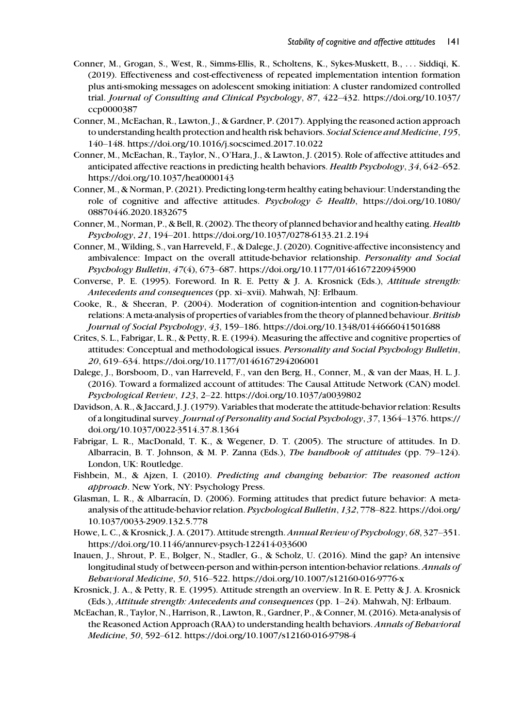Conner, M., Grogan, S., West, R., Simms-Ellis, R., Scholtens, K., Sykes-Muskett, B., . . . Siddiqi, K. (2019). Effectiveness and cost-effectiveness of repeated implementation intention formation plus anti-smoking messages on adolescent smoking initiation: A cluster randomized controlled trial. *Journal of Consulting and Clinical Psychology*, *87*, 422–432. https://doi.org/10.1037/ccp0000387

Conner, M., McEachan, R., Lawton, J., & Gardner, P. (2017). Applying the reasoned action approach to understanding health protection and health risk behaviors. *Social Science and Medicine*, *195*, 140–148. https://doi.org/10.1016/j.socscimed.2017.10.022

Conner, M., McEachan, R., Taylor, N., O'Hara, J., & Lawton, J. (2015). Role of affective attitudes and anticipated affective reactions in predicting health behaviors. *Health Psychology*, *34*, 642–652. https://doi.org/10.1037/hea0000143

Conner, M., & Norman, P. (2021). Predicting long-term healthy eating behaviour: Understanding the role of cognitive and affective attitudes. *Psychology & Health*, https://doi.org/10.1080/08870446.2020.1832675

Conner, M., Norman, P., & Bell, R. (2002). The theory of planned behavior and healthy eating. *Health Psychology*, *21*, 194–201. https://doi.org/10.1037/0278-6133.21.2.194

Conner, M., Wilding, S., van Harreveld, F., & Dalege, J. (2020). Cognitive-affective inconsistency and ambivalence: Impact on the overall attitude-behavior relationship. *Personality and Social Psychology Bulletin*, *47*(4), 673–687. https://doi.org/10.1177/0146167220945900

Converse, P. E. (1995). Foreword. In R. E. Petty & J. A. Krosnick (Eds.), *Attitude strength: Antecedents and consequences* (pp. xi–xvii). Mahwah, NJ: Erlbaum.

Cooke, R., & Sheeran, P. (2004). Moderation of cognition-intention and cognition-behaviour relations: A meta-analysis of properties of variables from the theory of planned behaviour. *British Journal of Social Psychology*, *43*, 159–186. https://doi.org/10.1348/0144666041501688

Crites, S. L., Fabrigar, L. R., & Petty, R. E. (1994). Measuring the affective and cognitive properties of attitudes: Conceptual and methodological issues. *Personality and Social Psychology Bulletin*, *20*, 619–634. https://doi.org/10.1177/0146167294206001

Dalege, J., Borsboom, D., van Harreveld, F., van den Berg, H., Conner, M., & van der Maas, H. L. J. (2016). Toward a formalized account of attitudes: The Causal Attitude Network (CAN) model. *Psychological Review*, *123*, 2–22. https://doi.org/10.1037/a0039802

Davidson, A. R., & Jaccard, J. J. (1979). Variables that moderate the attitude-behavior relation: Results of a longitudinal survey. *Journal of Personality and Social Psychology*, *37*, 1364–1376. https://doi.org/10.1037/0022-3514.37.8.1364

Fabrigar, L. R., MacDonald, T. K., & Wegener, D. T. (2005). The structure of attitudes. In D. Albarracin, B. T. Johnson, & M. P. Zanna (Eds.), *The handbook of attitudes* (pp. 79–124). London, UK: Routledge.

Fishbein, M., & Ajzen, I. (2010). *Predicting and changing behavior: The reasoned action approach*. New York, NY: Psychology Press.

Glasman, L. R., & Albarracín, D. (2006). Forming attitudes that predict future behavior: A meta-analysis of the attitude-behavior relation. *Psychological Bulletin*, *132*, 778–822. https://doi.org/10.1037/0033-2909.132.5.778

Howe, L. C., & Krosnick, J. A. (2017). Attitude strength. *Annual Review of Psychology*, *68*, 327–351. https://doi.org/10.1146/annurev-psych-122414-033600

Inauen, J., Shrout, P. E., Bolger, N., Stadler, G., & Scholz, U. (2016). Mind the gap? An intensive longitudinal study of between-person and within-person intention-behavior relations. *Annals of Behavioral Medicine*, *50*, 516–522. https://doi.org/10.1007/s12160-016-9776-x

Krosnick, J. A., & Petty, R. E. (1995). Attitude strength an overview. In R. E. Petty & J. A. Krosnick (Eds.), *Attitude strength: Antecedents and consequences* (pp. 1–24). Mahwah, NJ: Erlbaum.

McEachan, R., Taylor, N., Harrison, R., Lawton, R., Gardner, P., & Conner, M. (2016). Meta-analysis of the Reasoned Action Approach (RAA) to understanding health behaviors. *Annals of Behavioral Medicine*, *50*, 592–612. https://doi.org/10.1007/s12160-016-9798-4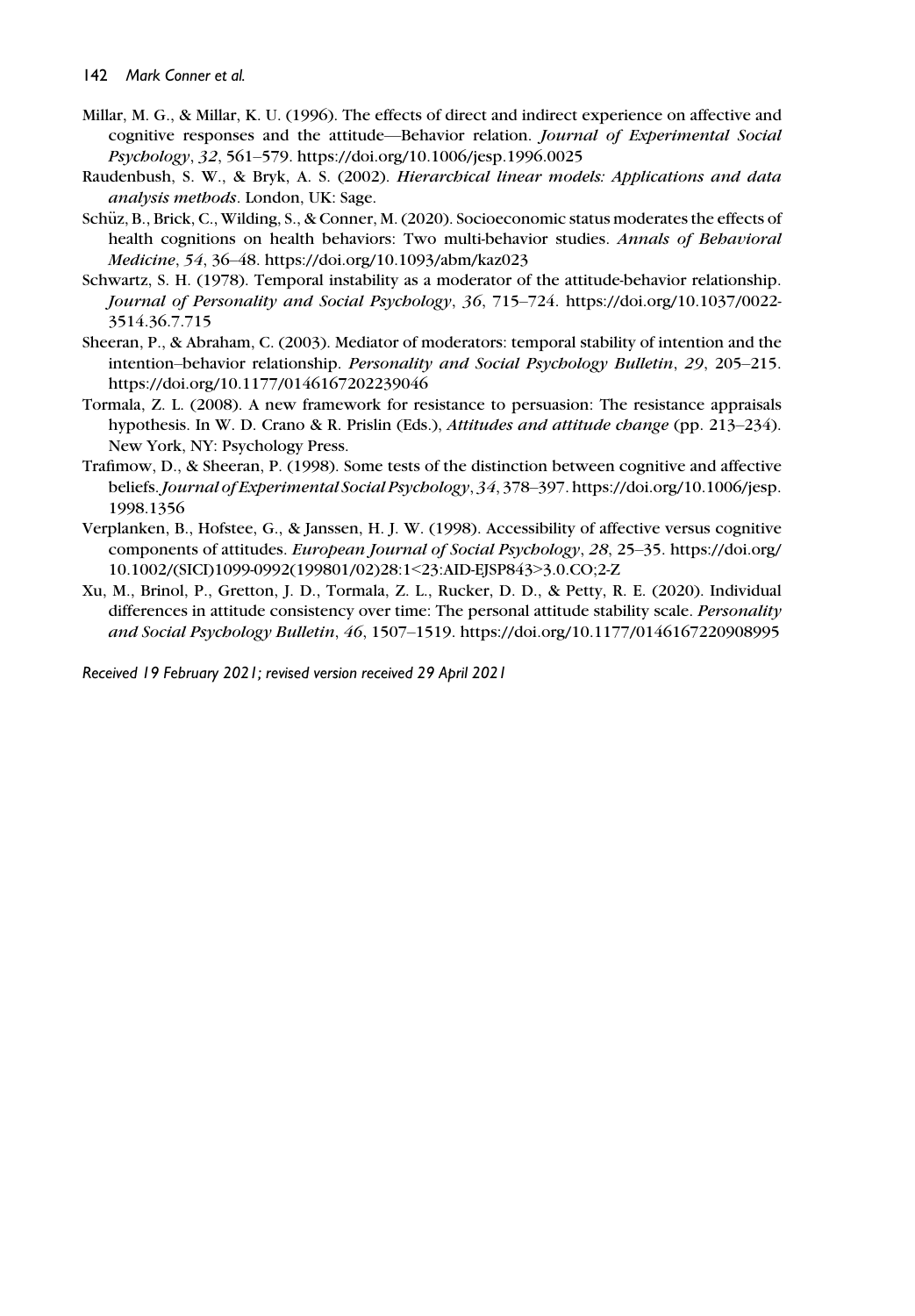Millar, M. G., & Millar, K. U. (1996). The effects of direct and indirect experience on affective and cognitive responses and the attitude—Behavior relation. *Journal of Experimental Social Psychology*, *32*, 561–579. https://doi.org/10.1006/jesp.1996.0025

Raudenbush, S. W., & Bryk, A. S. (2002). *Hierarchical linear models: Applications and data analysis methods*. London, UK: Sage.

Schüz, B., Brick, C., Wilding, S., & Conner, M. (2020). Socioeconomic status moderates the effects of health cognitions on health behaviors: Two multi-behavior studies. *Annals of Behavioral Medicine*, *54*, 36–48. https://doi.org/10.1093/abm/kaz023

Schwartz, S. H. (1978). Temporal instability as a moderator of the attitude-behavior relationship. *Journal of Personality and Social Psychology*, *36*, 715–724. https://doi.org/10.1037/0022-3514.36.7.715

Sheeran, P., & Abraham, C. (2003). Mediator of moderators: temporal stability of intention and the intention–behavior relationship. *Personality and Social Psychology Bulletin*, *29*, 205–215. https://doi.org/10.1177/0146167202239046

Tormala, Z. L. (2008). A new framework for resistance to persuasion: The resistance appraisals hypothesis. In W. D. Crano & R. Prislin (Eds.), *Attitudes and attitude change* (pp. 213–234). New York, NY: Psychology Press.

Trafimow, D., & Sheeran, P. (1998). Some tests of the distinction between cognitive and affective beliefs. *Journal of Experimental Social Psychology*, *34*, 378–397. https://doi.org/10.1006/jesp.1998.1356

Verplanken, B., Hofstee, G., & Janssen, H. J. W. (1998). Accessibility of affective versus cognitive components of attitudes. *European Journal of Social Psychology*, *28*, 25–35. https://doi.org/10.1002/(SICI)1099-0992(199801/02)28:1<23:AID-EJSP843>3.0.CO;2-Z

Xu, M., Brinol, P., Gretton, J. D., Tormala, Z. L., Rucker, D. D., & Petty, R. E. (2020). Individual differences in attitude consistency over time: The personal attitude stability scale. *Personality and Social Psychology Bulletin*, *46*, 1507–1519. https://doi.org/10.1177/0146167220908995

*Received 19 February 2021; revised version received 29 April 2021*